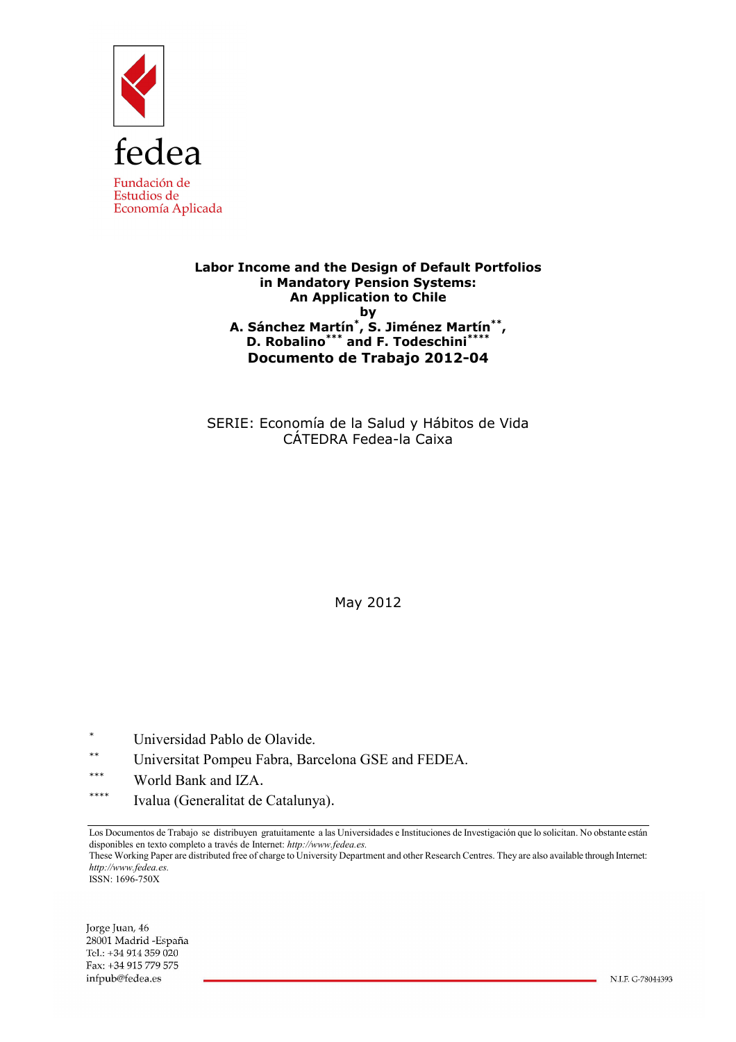fedea

Fundación de Estudios de Economía Aplicada

# Labor Income and the Design of Default Portfolios in Mandatory Pension Systems: An Application to Chile

by

**A. Sánchez Martín[*], S. Jiménez Martín[**], D. Robalino[***] and F. Todeschini[****]**

**Documento de Trabajo 2012-04**

SERIE: Economía de la Salud y Hábitos de Vida
CÁTEDRA Fedea-la Caixa

May 2012

[*] Universidad Pablo de Olavide.

[**] Universitat Pompeu Fabra, Barcelona GSE and FEDEA.

[***] World Bank and IZA.

[****] Ivalua (Generalitat de Catalunya).

Los Documentos de Trabajo se distribuyen gratuitamente a las Universidades e Instituciones de Investigación que lo solicitan. No obstante están disponibles en texto completo a través de Internet: *http://www.fedea.es.*
These Working Paper are distributed free of charge to University Department and other Research Centres. They are also available through Internet: *http://www.fedea.es.*
ISSN: 1696-750X

Jorge Juan, 46
28001 Madrid -España
Tel.: +34 914 359 020
Fax: +34 915 779 575
infpub@fedea.es

N.I.F. G-78044393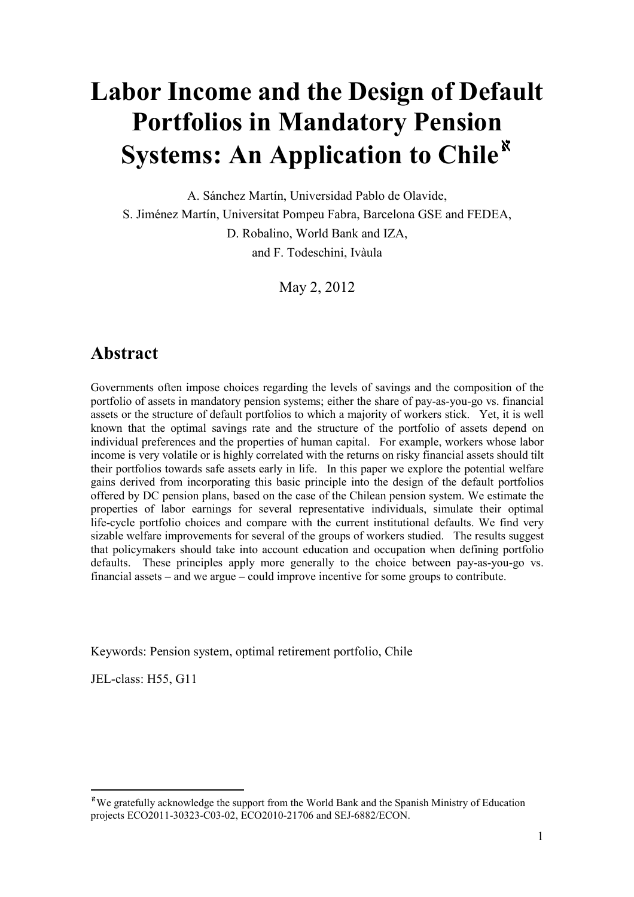# Labor Income and the Design of Default Portfolios in Mandatory Pension Systems: An Application to Chile[ℵ]

A. Sánchez Martín, Universidad Pablo de Olavide,

S. Jiménez Martín, Universitat Pompeu Fabra, Barcelona GSE and FEDEA,

D. Robalino, World Bank and IZA,

and F. Todeschini, Ivàula

May 2, 2012

## Abstract

Governments often impose choices regarding the levels of savings and the composition of the portfolio of assets in mandatory pension systems; either the share of pay-as-you-go vs. financial assets or the structure of default portfolios to which a majority of workers stick. Yet, it is well known that the optimal savings rate and the structure of the portfolio of assets depend on individual preferences and the properties of human capital. For example, workers whose labor income is very volatile or is highly correlated with the returns on risky financial assets should tilt their portfolios towards safe assets early in life. In this paper we explore the potential welfare gains derived from incorporating this basic principle into the design of the default portfolios offered by DC pension plans, based on the case of the Chilean pension system. We estimate the properties of labor earnings for several representative individuals, simulate their optimal life-cycle portfolio choices and compare with the current institutional defaults. We find very sizable welfare improvements for several of the groups of workers studied. The results suggest that policymakers should take into account education and occupation when defining portfolio defaults. These principles apply more generally to the choice between pay-as-you-go vs. financial assets – and we argue – could improve incentive for some groups to contribute.

Keywords: Pension system, optimal retirement portfolio, Chile

JEL-class: H55, G11

[ℵ] We gratefully acknowledge the support from the World Bank and the Spanish Ministry of Education projects ECO2011-30323-C03-02, ECO2010-21706 and SEJ-6882/ECON.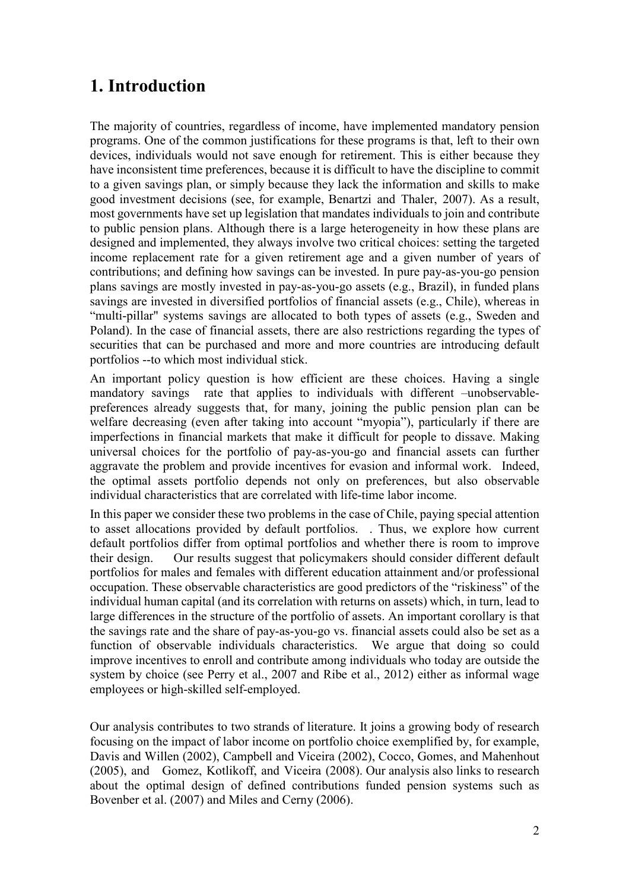# 1. Introduction

The majority of countries, regardless of income, have implemented mandatory pension programs. One of the common justifications for these programs is that, left to their own devices, individuals would not save enough for retirement. This is either because they have inconsistent time preferences, because it is difficult to have the discipline to commit to a given savings plan, or simply because they lack the information and skills to make good investment decisions (see, for example, Benartzi and Thaler, 2007). As a result, most governments have set up legislation that mandates individuals to join and contribute to public pension plans. Although there is a large heterogeneity in how these plans are designed and implemented, they always involve two critical choices: setting the targeted income replacement rate for a given retirement age and a given number of years of contributions; and defining how savings can be invested. In pure pay-as-you-go pension plans savings are mostly invested in pay-as-you-go assets (e.g., Brazil), in funded plans savings are invested in diversified portfolios of financial assets (e.g., Chile), whereas in "multi-pillar" systems savings are allocated to both types of assets (e.g., Sweden and Poland). In the case of financial assets, there are also restrictions regarding the types of securities that can be purchased and more and more countries are introducing default portfolios --to which most individual stick.

An important policy question is how efficient are these choices. Having a single mandatory savings rate that applies to individuals with different –unobservable- preferences already suggests that, for many, joining the public pension plan can be welfare decreasing (even after taking into account "myopia"), particularly if there are imperfections in financial markets that make it difficult for people to dissave. Making universal choices for the portfolio of pay-as-you-go and financial assets can further aggravate the problem and provide incentives for evasion and informal work. Indeed, the optimal assets portfolio depends not only on preferences, but also observable individual characteristics that are correlated with life-time labor income.

In this paper we consider these two problems in the case of Chile, paying special attention to asset allocations provided by default portfolios. . Thus, we explore how current default portfolios differ from optimal portfolios and whether there is room to improve their design. Our results suggest that policymakers should consider different default portfolios for males and females with different education attainment and/or professional occupation. These observable characteristics are good predictors of the "riskiness" of the individual human capital (and its correlation with returns on assets) which, in turn, lead to large differences in the structure of the portfolio of assets. An important corollary is that the savings rate and the share of pay-as-you-go vs. financial assets could also be set as a function of observable individuals characteristics. We argue that doing so could improve incentives to enroll and contribute among individuals who today are outside the system by choice (see Perry et al., 2007 and Ribe et al., 2012) either as informal wage employees or high-skilled self-employed.

Our analysis contributes to two strands of literature. It joins a growing body of research focusing on the impact of labor income on portfolio choice exemplified by, for example, Davis and Willen (2002), Campbell and Viceira (2002), Cocco, Gomes, and Mahenhout (2005), and Gomez, Kotlikoff, and Viceira (2008). Our analysis also links to research about the optimal design of defined contributions funded pension systems such as Bovenber et al. (2007) and Miles and Cerny (2006).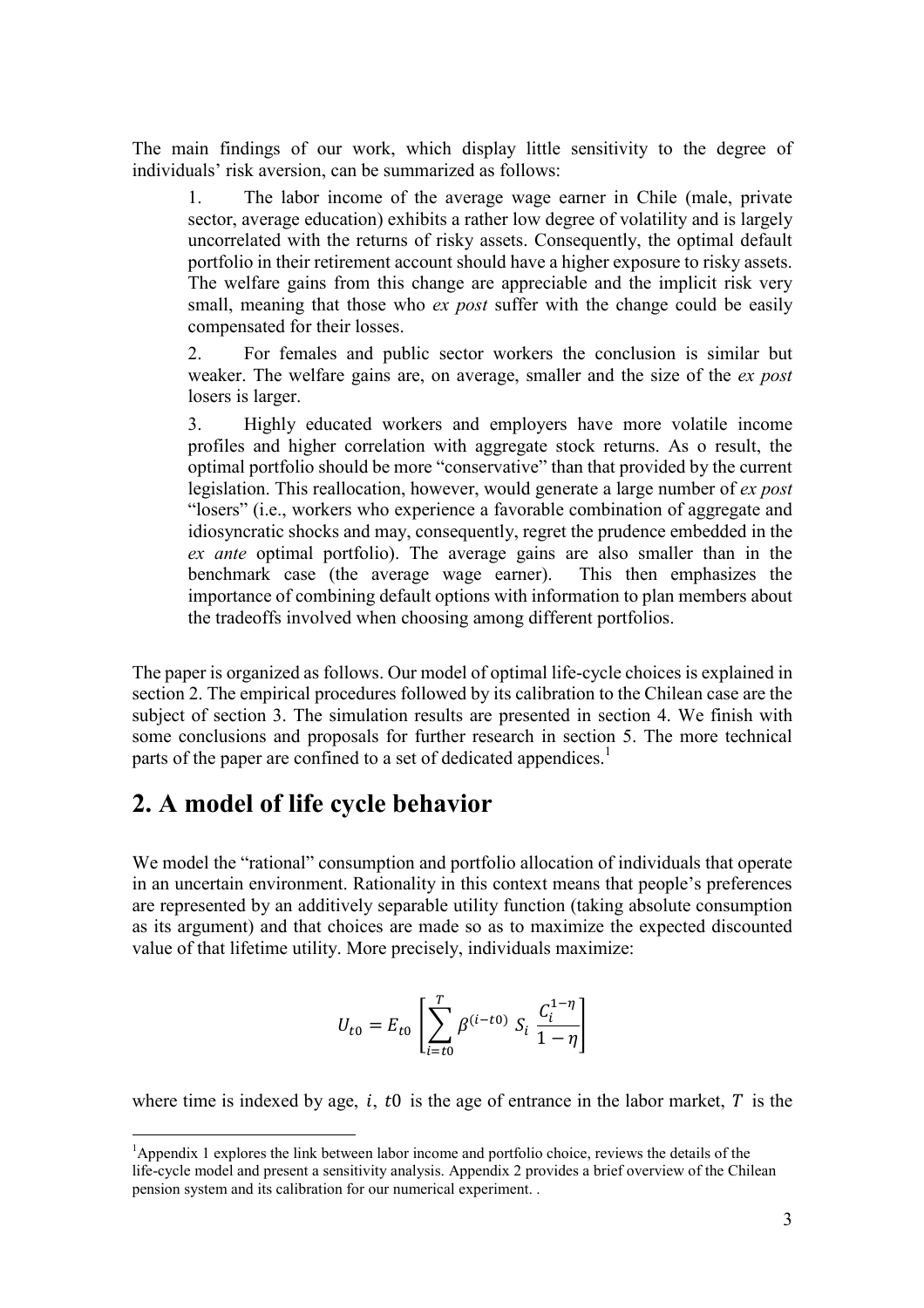The main findings of our work, which display little sensitivity to the degree of individuals' risk aversion, can be summarized as follows:

1. The labor income of the average wage earner in Chile (male, private sector, average education) exhibits a rather low degree of volatility and is largely uncorrelated with the returns of risky assets. Consequently, the optimal default portfolio in their retirement account should have a higher exposure to risky assets. The welfare gains from this change are appreciable and the implicit risk very small, meaning that those who *ex post* suffer with the change could be easily compensated for their losses.

2. For females and public sector workers the conclusion is similar but weaker. The welfare gains are, on average, smaller and the size of the *ex post* losers is larger.

3. Highly educated workers and employers have more volatile income profiles and higher correlation with aggregate stock returns. As o result, the optimal portfolio should be more "conservative" than that provided by the current legislation. This reallocation, however, would generate a large number of *ex post* "losers" (i.e., workers who experience a favorable combination of aggregate and idiosyncratic shocks and may, consequently, regret the prudence embedded in the *ex ante* optimal portfolio). The average gains are also smaller than in the benchmark case (the average wage earner). This then emphasizes the importance of combining default options with information to plan members about the tradeoffs involved when choosing among different portfolios.

The paper is organized as follows. Our model of optimal life-cycle choices is explained in section 2. The empirical procedures followed by its calibration to the Chilean case are the subject of section 3. The simulation results are presented in section 4. We finish with some conclusions and proposals for further research in section 5. The more technical parts of the paper are confined to a set of dedicated appendices.[1]

## 2. A model of life cycle behavior

We model the "rational" consumption and portfolio allocation of individuals that operate in an uncertain environment. Rationality in this context means that people's preferences are represented by an additively separable utility function (taking absolute consumption as its argument) and that choices are made so as to maximize the expected discounted value of that lifetime utility. More precisely, individuals maximize:

$$U_{t0} = E_{t0}\left[\sum_{i=t0}^{T} \beta^{(i-t0)}\, S_i\, \frac{C_i^{1-\eta}}{1-\eta}\right]$$

where time is indexed by age, $i$, $t0$ is the age of entrance in the labor market, $T$ is the

[1] Appendix 1 explores the link between labor income and portfolio choice, reviews the details of the life-cycle model and present a sensitivity analysis. Appendix 2 provides a brief overview of the Chilean pension system and its calibration for our numerical experiment. .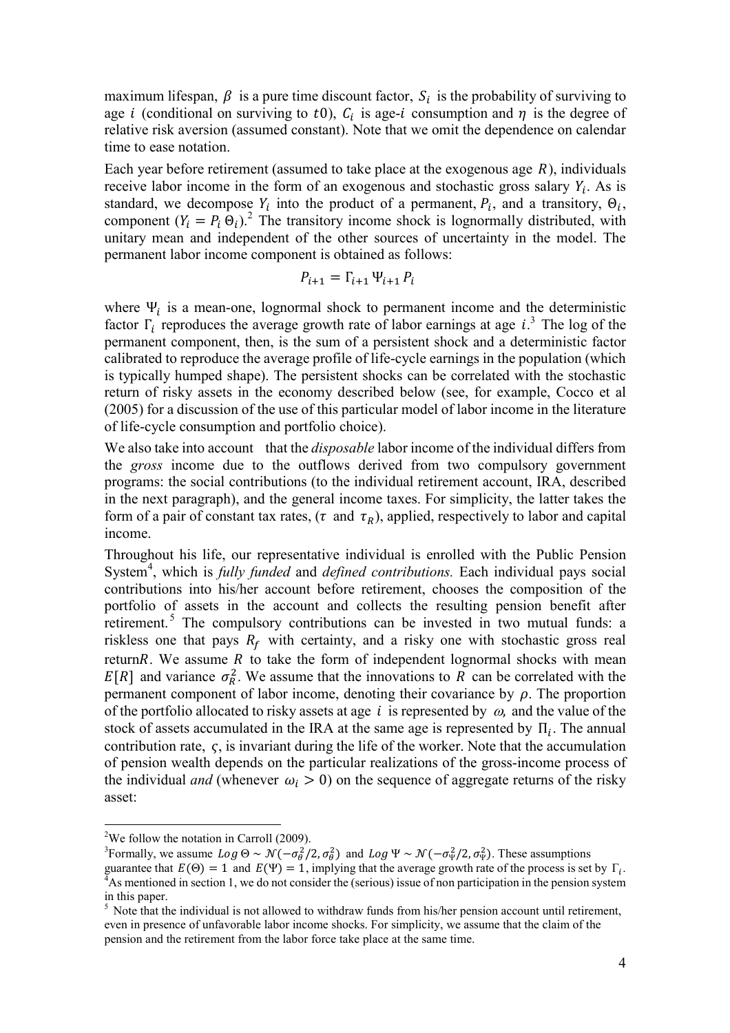maximum lifespan, $\beta$ is a pure time discount factor, $S_i$ is the probability of surviving to age $i$ (conditional on surviving to $t0$), $C_i$ is age-$i$ consumption and $\eta$ is the degree of relative risk aversion (assumed constant). Note that we omit the dependence on calendar time to ease notation.

Each year before retirement (assumed to take place at the exogenous age $R$), individuals receive labor income in the form of an exogenous and stochastic gross salary $Y_i$. As is standard, we decompose $Y_i$ into the product of a permanent, $P_i$, and a transitory, $\Theta_i$, component ($Y_i = P_i \Theta_i$).[2] The transitory income shock is lognormally distributed, with unitary mean and independent of the other sources of uncertainty in the model. The permanent labor income component is obtained as follows:

$$P_{i+1} = \Gamma_{i+1} \Psi_{i+1} P_i$$

where $\Psi_i$ is a mean-one, lognormal shock to permanent income and the deterministic factor $\Gamma_i$ reproduces the average growth rate of labor earnings at age $i$.[3] The log of the permanent component, then, is the sum of a persistent shock and a deterministic factor calibrated to reproduce the average profile of life-cycle earnings in the population (which is typically humped shape). The persistent shocks can be correlated with the stochastic return of risky assets in the economy described below (see, for example, Cocco et al (2005) for a discussion of the use of this particular model of labor income in the literature of life-cycle consumption and portfolio choice).

We also take into account that the *disposable* labor income of the individual differs from the *gross* income due to the outflows derived from two compulsory government programs: the social contributions (to the individual retirement account, IRA, described in the next paragraph), and the general income taxes. For simplicity, the latter takes the form of a pair of constant tax rates, ($\tau$ and $\tau_R$), applied, respectively to labor and capital income.

Throughout his life, our representative individual is enrolled with the Public Pension System[4], which is *fully funded* and *defined contributions.* Each individual pays social contributions into his/her account before retirement, chooses the composition of the portfolio of assets in the account and collects the resulting pension benefit after retirement.[5] The compulsory contributions can be invested in two mutual funds: a riskless one that pays $R_f$ with certainty, and a risky one with stochastic gross real return$R$. We assume $R$ to take the form of independent lognormal shocks with mean $E[R]$ and variance $\sigma_R^2$. We assume that the innovations to $R$ can be correlated with the permanent component of labor income, denoting their covariance by $\rho$. The proportion of the portfolio allocated to risky assets at age $i$ is represented by $\omega$, and the value of the stock of assets accumulated in the IRA at the same age is represented by $\Pi_i$. The annual contribution rate, $\varsigma$, is invariant during the life of the worker. Note that the accumulation of pension wealth depends on the particular realizations of the gross-income process of the individual *and* (whenever $\omega_i > 0$) on the sequence of aggregate returns of the risky asset:

---

[2] We follow the notation in Carroll (2009).

[3] Formally, we assume $Log\, \Theta \sim \mathcal{N}(-\sigma_\theta^2/2, \sigma_\theta^2)$ and $Log\, \Psi \sim \mathcal{N}(-\sigma_\Psi^2/2, \sigma_\Psi^2)$. These assumptions guarantee that $E(\Theta) = 1$ and $E(\Psi) = 1$, implying that the average growth rate of the process is set by $\Gamma_i$.

[4] As mentioned in section 1, we do not consider the (serious) issue of non participation in the pension system in this paper.

[5] Note that the individual is not allowed to withdraw funds from his/her pension account until retirement, even in presence of unfavorable labor income shocks. For simplicity, we assume that the claim of the pension and the retirement from the labor force take place at the same time.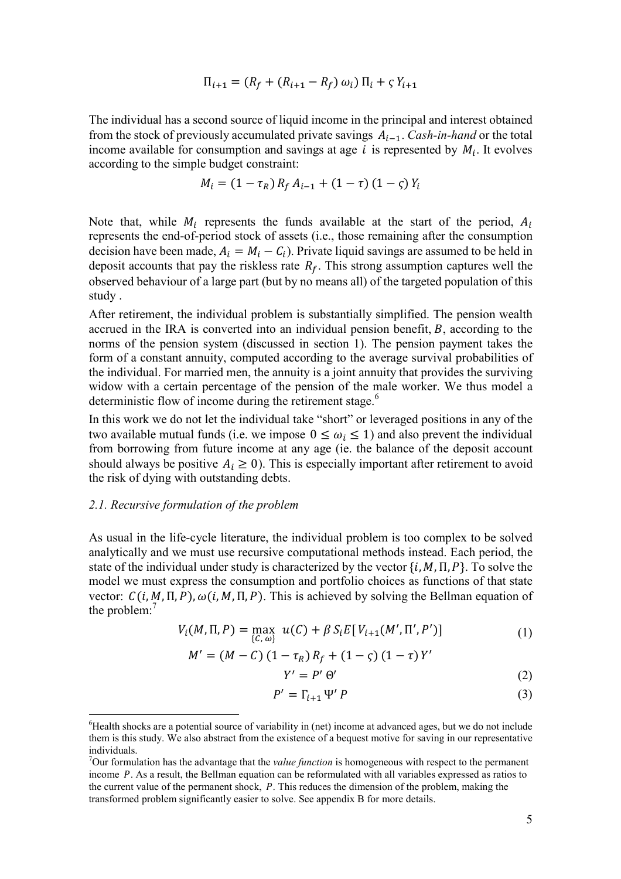$$\Pi_{i+1} = (R_f + (R_{i+1} - R_f)\,\omega_i)\,\Pi_i + \varsigma\, Y_{i+1}$$

The individual has a second source of liquid income in the principal and interest obtained from the stock of previously accumulated private savings $A_{i-1}$. *Cash-in-hand* or the total income available for consumption and savings at age $i$ is represented by $M_i$. It evolves according to the simple budget constraint:

$$M_i = (1 - \tau_R)\,R_f\,A_{i-1} + (1 - \tau)\,(1 - \varsigma)\,Y_i$$

Note that, while $M_i$ represents the funds available at the start of the period, $A_i$ represents the end-of-period stock of assets (i.e., those remaining after the consumption decision have been made, $A_i = M_i - C_i$). Private liquid savings are assumed to be held in deposit accounts that pay the riskless rate $R_f$. This strong assumption captures well the observed behaviour of a large part (but by no means all) of the targeted population of this study .

After retirement, the individual problem is substantially simplified. The pension wealth accrued in the IRA is converted into an individual pension benefit, $B$, according to the norms of the pension system (discussed in section 1). The pension payment takes the form of a constant annuity, computed according to the average survival probabilities of the individual. For married men, the annuity is a joint annuity that provides the surviving widow with a certain percentage of the pension of the male worker. We thus model a deterministic flow of income during the retirement stage.[6]

In this work we do not let the individual take "short" or leveraged positions in any of the two available mutual funds (i.e. we impose $0 \leq \omega_i \leq 1$) and also prevent the individual from borrowing from future income at any age (ie. the balance of the deposit account should always be positive $A_i \geq 0$). This is especially important after retirement to avoid the risk of dying with outstanding debts.

### *2.1. Recursive formulation of the problem*

As usual in the life-cycle literature, the individual problem is too complex to be solved analytically and we must use recursive computational methods instead. Each period, the state of the individual under study is characterized by the vector $\{i, M, \Pi, P\}$. To solve the model we must express the consumption and portfolio choices as functions of that state vector: $C(i, M, \Pi, P), \omega(i, M, \Pi, P)$. This is achieved by solving the Bellman equation of the problem:[7]

$$V_i(M, \Pi, P) = \max_{\{C,\,\omega\}} \; u(C) + \beta\, S_i E[\, V_{i+1}(M', \Pi', P')] \tag{1}$$

$$M' = (M - C)\,(1 - \tau_R)\,R_f + (1 - \varsigma)\,(1 - \tau)\,Y'$$

$$Y' = P'\,\Theta' \tag{2}$$

$$P' = \Gamma_{i+1}\,\Psi'\,P \tag{3}$$

---

[6] Health shocks are a potential source of variability in (net) income at advanced ages, but we do not include them is this study. We also abstract from the existence of a bequest motive for saving in our representative individuals.

[7] Our formulation has the advantage that the *value function* is homogeneous with respect to the permanent income $P$. As a result, the Bellman equation can be reformulated with all variables expressed as ratios to the current value of the permanent shock, $P$. This reduces the dimension of the problem, making the transformed problem significantly easier to solve. See appendix B for more details.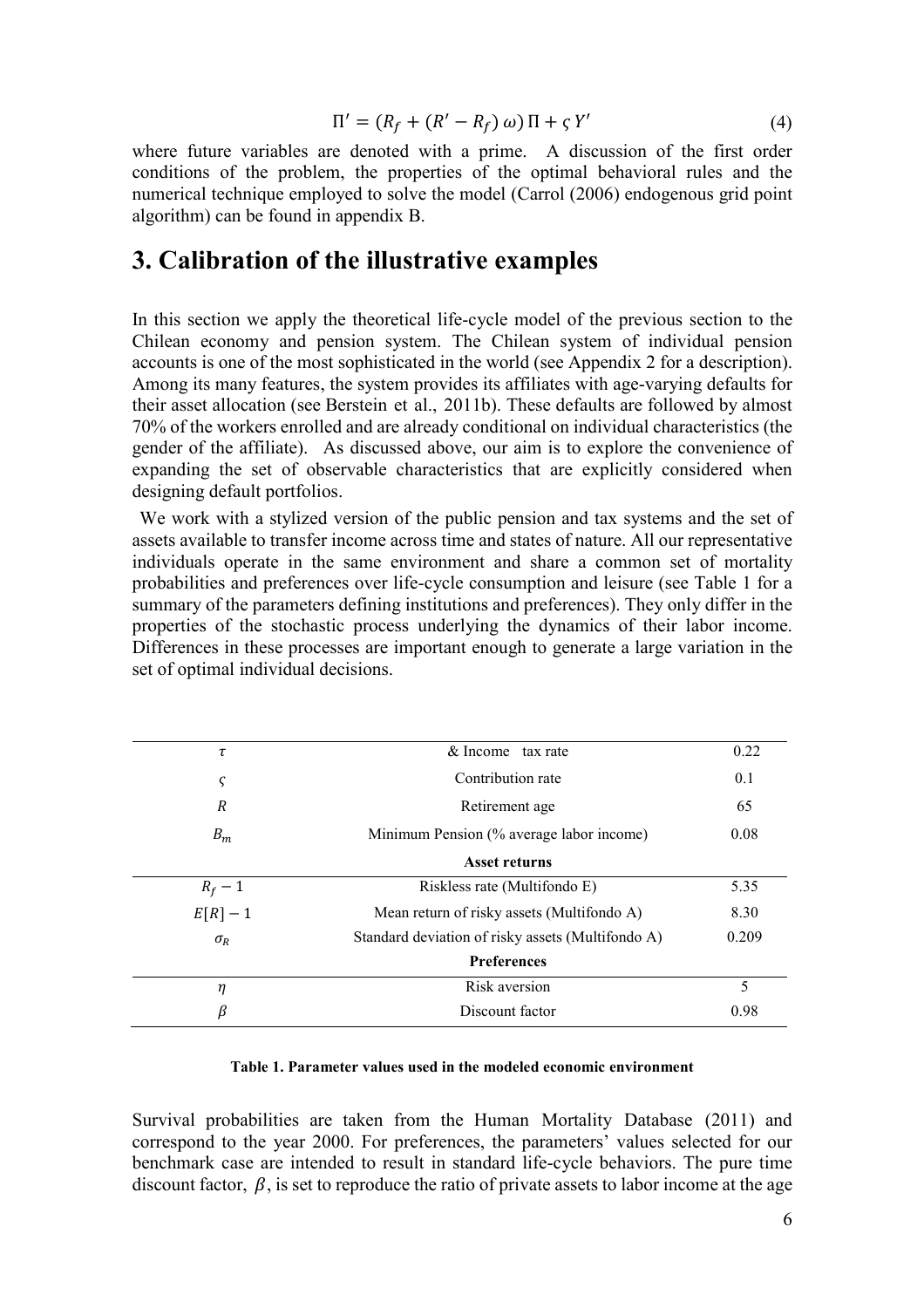$$\Pi' = (R_f + (R' - R_f)\,\omega)\,\Pi + \varsigma\,Y' \tag{4}$$

where future variables are denoted with a prime. A discussion of the first order conditions of the problem, the properties of the optimal behavioral rules and the numerical technique employed to solve the model (Carrol (2006) endogenous grid point algorithm) can be found in appendix B.

# 3. Calibration of the illustrative examples

In this section we apply the theoretical life-cycle model of the previous section to the Chilean economy and pension system. The Chilean system of individual pension accounts is one of the most sophisticated in the world (see Appendix 2 for a description). Among its many features, the system provides its affiliates with age-varying defaults for their asset allocation (see Berstein et al., 2011b). These defaults are followed by almost 70% of the workers enrolled and are already conditional on individual characteristics (the gender of the affiliate). As discussed above, our aim is to explore the convenience of expanding the set of observable characteristics that are explicitly considered when designing default portfolios.

We work with a stylized version of the public pension and tax systems and the set of assets available to transfer income across time and states of nature. All our representative individuals operate in the same environment and share a common set of mortality probabilities and preferences over life-cycle consumption and leisure (see Table 1 for a summary of the parameters defining institutions and preferences). They only differ in the properties of the stochastic process underlying the dynamics of their labor income. Differences in these processes are important enough to generate a large variation in the set of optimal individual decisions.

| | | |
|---|---|---|
| $\tau$ | & Income tax rate | 0.22 |
| $\varsigma$ | Contribution rate | 0.1 |
| $R$ | Retirement age | 65 |
| $B_m$ | Minimum Pension (% average labor income) | 0.08 |
| | **Asset returns** | |
| $R_f - 1$ | Riskless rate (Multifondo E) | 5.35 |
| $E[R] - 1$ | Mean return of risky assets (Multifondo A) | 8.30 |
| $\sigma_R$ | Standard deviation of risky assets (Multifondo A) | 0.209 |
| | **Preferences** | |
| $\eta$ | Risk aversion | 5 |
| $\beta$ | Discount factor | 0.98 |

**Table 1. Parameter values used in the modeled economic environment**

Survival probabilities are taken from the Human Mortality Database (2011) and correspond to the year 2000. For preferences, the parameters' values selected for our benchmark case are intended to result in standard life-cycle behaviors. The pure time discount factor, $\beta$, is set to reproduce the ratio of private assets to labor income at the age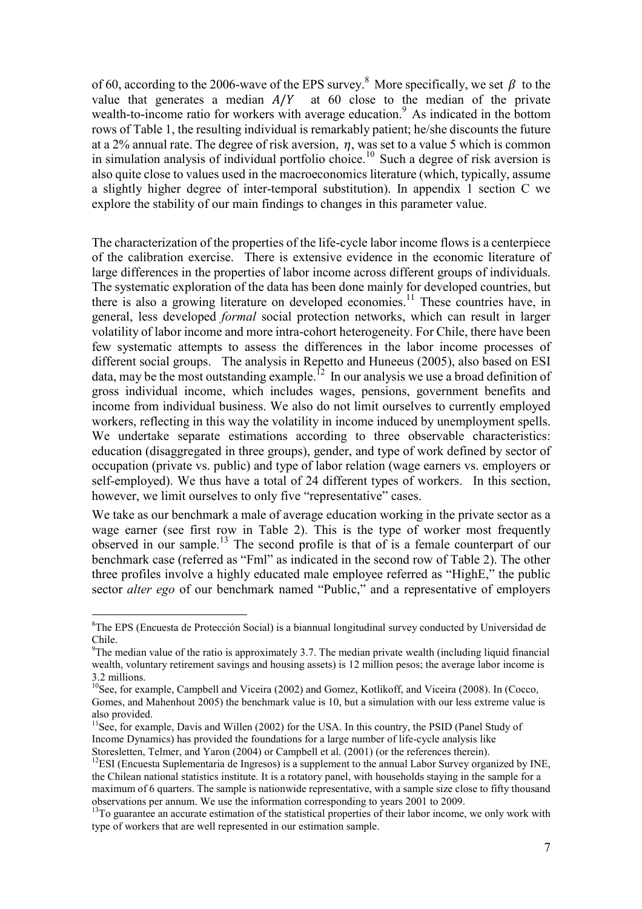of 60, according to the 2006-wave of the EPS survey.[8] More specifically, we set $\beta$ to the value that generates a median $A/Y$ at 60 close to the median of the private wealth-to-income ratio for workers with average education.[9] As indicated in the bottom rows of Table 1, the resulting individual is remarkably patient; he/she discounts the future at a 2% annual rate. The degree of risk aversion, $\eta$, was set to a value 5 which is common in simulation analysis of individual portfolio choice.[10] Such a degree of risk aversion is also quite close to values used in the macroeconomics literature (which, typically, assume a slightly higher degree of inter-temporal substitution). In appendix 1 section C we explore the stability of our main findings to changes in this parameter value.

The characterization of the properties of the life-cycle labor income flows is a centerpiece of the calibration exercise. There is extensive evidence in the economic literature of large differences in the properties of labor income across different groups of individuals. The systematic exploration of the data has been done mainly for developed countries, but there is also a growing literature on developed economies.[11] These countries have, in general, less developed *formal* social protection networks, which can result in larger volatility of labor income and more intra-cohort heterogeneity. For Chile, there have been few systematic attempts to assess the differences in the labor income processes of different social groups. The analysis in Repetto and Huneeus (2005), also based on ESI data, may be the most outstanding example.[12] In our analysis we use a broad definition of gross individual income, which includes wages, pensions, government benefits and income from individual business. We also do not limit ourselves to currently employed workers, reflecting in this way the volatility in income induced by unemployment spells. We undertake separate estimations according to three observable characteristics: education (disaggregated in three groups), gender, and type of work defined by sector of occupation (private vs. public) and type of labor relation (wage earners vs. employers or self-employed). We thus have a total of 24 different types of workers. In this section, however, we limit ourselves to only five "representative" cases.

We take as our benchmark a male of average education working in the private sector as a wage earner (see first row in Table 2). This is the type of worker most frequently observed in our sample.[13] The second profile is that of is a female counterpart of our benchmark case (referred as "Fml" as indicated in the second row of Table 2). The other three profiles involve a highly educated male employee referred as "HighE," the public sector *alter ego* of our benchmark named "Public," and a representative of employers

---

[8] The EPS (Encuesta de Protección Social) is a biannual longitudinal survey conducted by Universidad de Chile.

[9] The median value of the ratio is approximately 3.7. The median private wealth (including liquid financial wealth, voluntary retirement savings and housing assets) is 12 million pesos; the average labor income is 3.2 millions.

[10] See, for example, Campbell and Viceira (2002) and Gomez, Kotlikoff, and Viceira (2008). In (Cocco, Gomes, and Mahenhout 2005) the benchmark value is 10, but a simulation with our less extreme value is also provided.

[11] See, for example, Davis and Willen (2002) for the USA. In this country, the PSID (Panel Study of Income Dynamics) has provided the foundations for a large number of life-cycle analysis like Storesletten, Telmer, and Yaron (2004) or Campbell et al. (2001) (or the references therein).

[12] ESI (Encuesta Suplementaria de Ingresos) is a supplement to the annual Labor Survey organized by INE, the Chilean national statistics institute. It is a rotatory panel, with households staying in the sample for a maximum of 6 quarters. The sample is nationwide representative, with a sample size close to fifty thousand observations per annum. We use the information corresponding to years 2001 to 2009.

[13] To guarantee an accurate estimation of the statistical properties of their labor income, we only work with type of workers that are well represented in our estimation sample.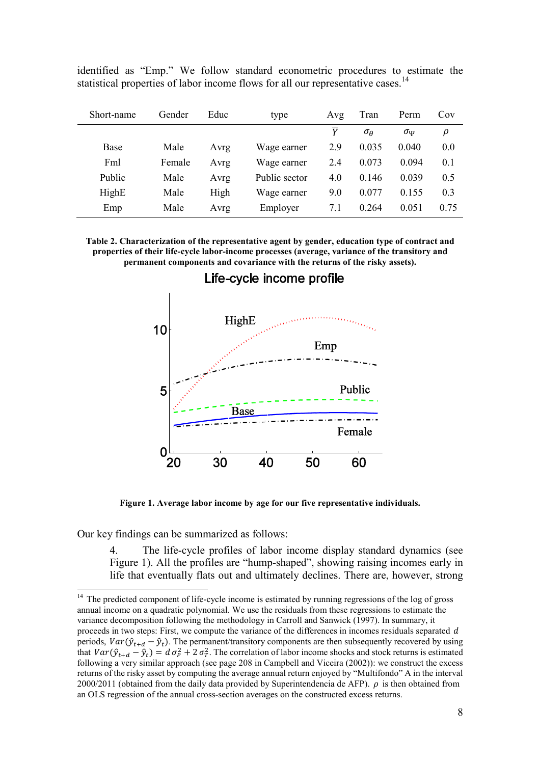identified as "Emp." We follow standard econometric procedures to estimate the statistical properties of labor income flows for all our representative cases.[14]

| Short-name | Gender | Educ | type | Avg | Tran | Perm | Cov |
|---|---|---|---|---|---|---|---|
| | | | | $\bar{Y}$ | $\sigma_\theta$ | $\sigma_\Psi$ | $\rho$ |
| Base | Male | Avrg | Wage earner | 2.9 | 0.035 | 0.040 | 0.0 |
| Fml | Female | Avrg | Wage earner | 2.4 | 0.073 | 0.094 | 0.1 |
| Public | Male | Avrg | Public sector | 4.0 | 0.146 | 0.039 | 0.5 |
| HighE | Male | High | Wage earner | 9.0 | 0.077 | 0.155 | 0.3 |
| Emp | Male | Avrg | Employer | 7.1 | 0.264 | 0.051 | 0.75 |

**Table 2. Characterization of the representative agent by gender, education type of contract and properties of their life-cycle labor-income processes (average, variance of the transitory and permanent components and covariance with the returns of the risky assets).**

**Figure 1. Average labor income by age for our five representative individuals.**

Our key findings can be summarized as follows:

4. The life-cycle profiles of labor income display standard dynamics (see Figure 1). All the profiles are "hump-shaped", showing raising incomes early in life that eventually flats out and ultimately declines. There are, however, strong

[14] The predicted component of life-cycle income is estimated by running regressions of the log of gross annual income on a quadratic polynomial. We use the residuals from these regressions to estimate the variance decomposition following the methodology in Carroll and Sanwick (1997). In summary, it proceeds in two steps: First, we compute the variance of the differences in incomes residuals separated $d$ periods, $Var(\hat{y}_{t+d} - \hat{y}_t)$. The permanent/transitory components are then subsequently recovered by using that $Var(\hat{y}_{t+d} - \hat{y}_t) = d\,\sigma_P^2 + 2\,\sigma_T^2$. The correlation of labor income shocks and stock returns is estimated following a very similar approach (see page 208 in Campbell and Viceira (2002)): we construct the excess returns of the risky asset by computing the average annual return enjoyed by "Multifondo" A in the interval 2000/2011 (obtained from the daily data provided by Superintendencia de AFP). $\rho$ is then obtained from an OLS regression of the annual cross-section averages on the constructed excess returns.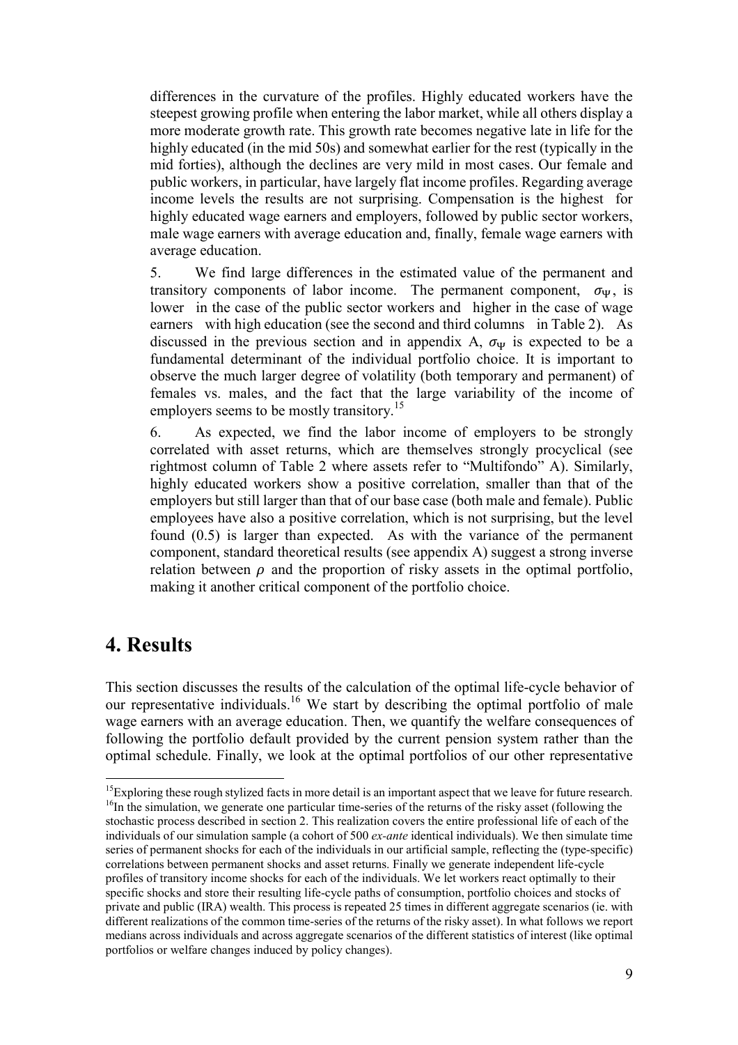differences in the curvature of the profiles. Highly educated workers have the steepest growing profile when entering the labor market, while all others display a more moderate growth rate. This growth rate becomes negative late in life for the highly educated (in the mid 50s) and somewhat earlier for the rest (typically in the mid forties), although the declines are very mild in most cases. Our female and public workers, in particular, have largely flat income profiles. Regarding average income levels the results are not surprising. Compensation is the highest for highly educated wage earners and employers, followed by public sector workers, male wage earners with average education and, finally, female wage earners with average education.

5. We find large differences in the estimated value of the permanent and transitory components of labor income. The permanent component, $\sigma_\Psi$, is lower in the case of the public sector workers and higher in the case of wage earners with high education (see the second and third columns in Table 2). As discussed in the previous section and in appendix A, $\sigma_\Psi$ is expected to be a fundamental determinant of the individual portfolio choice. It is important to observe the much larger degree of volatility (both temporary and permanent) of females vs. males, and the fact that the large variability of the income of employers seems to be mostly transitory.[15]

6. As expected, we find the labor income of employers to be strongly correlated with asset returns, which are themselves strongly procyclical (see rightmost column of Table 2 where assets refer to "Multifondo" A). Similarly, highly educated workers show a positive correlation, smaller than that of the employers but still larger than that of our base case (both male and female). Public employees have also a positive correlation, which is not surprising, but the level found (0.5) is larger than expected. As with the variance of the permanent component, standard theoretical results (see appendix A) suggest a strong inverse relation between $\rho$ and the proportion of risky assets in the optimal portfolio, making it another critical component of the portfolio choice.

# 4. Results

This section discusses the results of the calculation of the optimal life-cycle behavior of our representative individuals.[16] We start by describing the optimal portfolio of male wage earners with an average education. Then, we quantify the welfare consequences of following the portfolio default provided by the current pension system rather than the optimal schedule. Finally, we look at the optimal portfolios of our other representative

[15] Exploring these rough stylized facts in more detail is an important aspect that we leave for future research.

[16] In the simulation, we generate one particular time-series of the returns of the risky asset (following the stochastic process described in section 2. This realization covers the entire professional life of each of the individuals of our simulation sample (a cohort of 500 *ex-ante* identical individuals). We then simulate time series of permanent shocks for each of the individuals in our artificial sample, reflecting the (type-specific) correlations between permanent shocks and asset returns. Finally we generate independent life-cycle profiles of transitory income shocks for each of the individuals. We let workers react optimally to their specific shocks and store their resulting life-cycle paths of consumption, portfolio choices and stocks of private and public (IRA) wealth. This process is repeated 25 times in different aggregate scenarios (ie. with different realizations of the common time-series of the returns of the risky asset). In what follows we report medians across individuals and across aggregate scenarios of the different statistics of interest (like optimal portfolios or welfare changes induced by policy changes).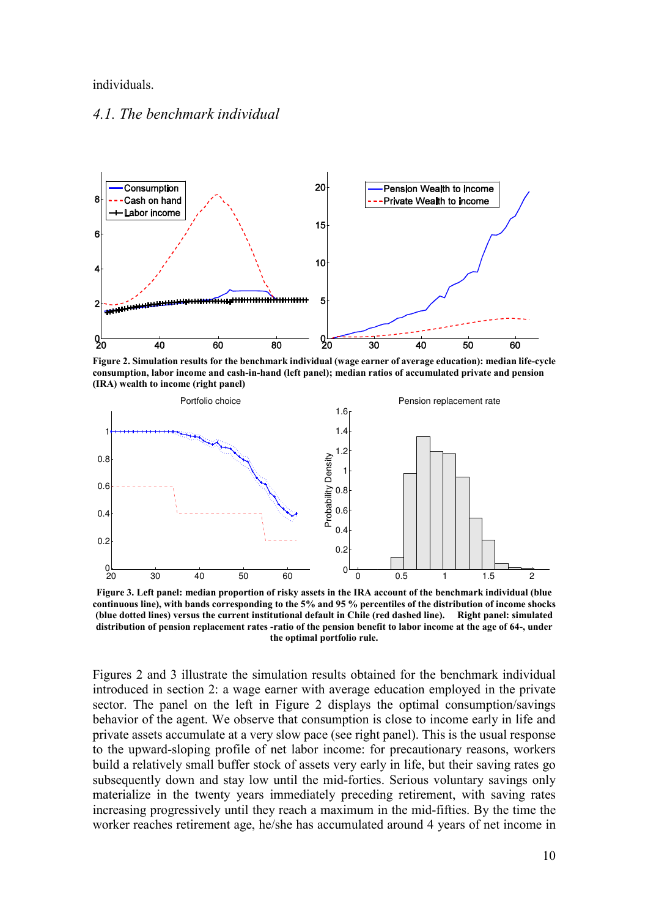individuals.

### 4.1. The benchmark individual

**Figure 2. Simulation results for the benchmark individual (wage earner of average education): median life-cycle consumption, labor income and cash-in-hand (left panel); median ratios of accumulated private and pension (IRA) wealth to income (right panel)**

**Figure 3. Left panel: median proportion of risky assets in the IRA account of the benchmark individual (blue continuous line), with bands corresponding to the 5% and 95 % percentiles of the distribution of income shocks (blue dotted lines) versus the current institutional default in Chile (red dashed line). Right panel: simulated distribution of pension replacement rates -ratio of the pension benefit to labor income at the age of 64-, under the optimal portfolio rule.**

Figures 2 and 3 illustrate the simulation results obtained for the benchmark individual introduced in section 2: a wage earner with average education employed in the private sector. The panel on the left in Figure 2 displays the optimal consumption/savings behavior of the agent. We observe that consumption is close to income early in life and private assets accumulate at a very slow pace (see right panel). This is the usual response to the upward-sloping profile of net labor income: for precautionary reasons, workers build a relatively small buffer stock of assets very early in life, but their saving rates go subsequently down and stay low until the mid-forties. Serious voluntary savings only materialize in the twenty years immediately preceding retirement, with saving rates increasing progressively until they reach a maximum in the mid-fifties. By the time the worker reaches retirement age, he/she has accumulated around 4 years of net income in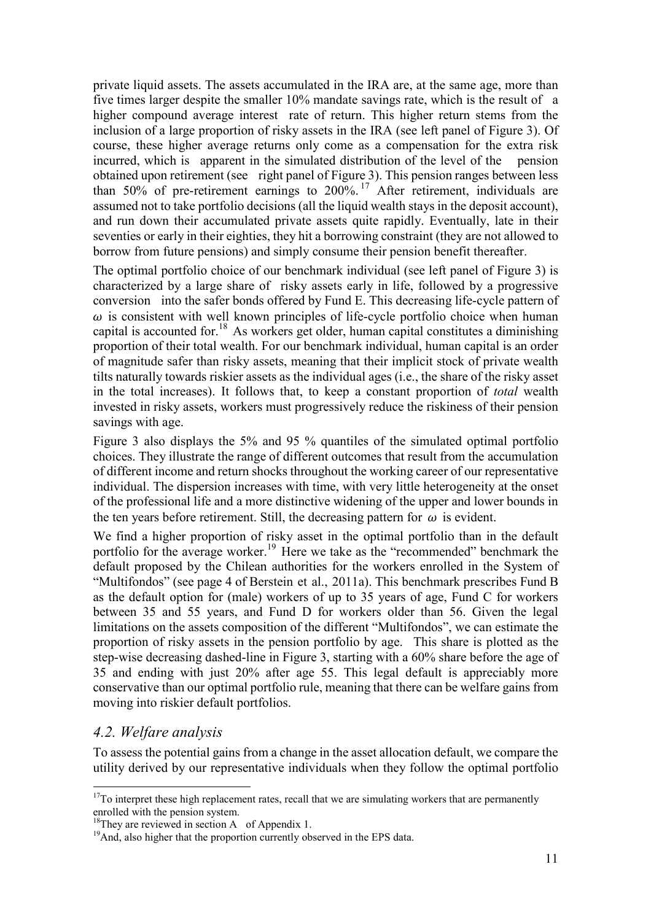private liquid assets. The assets accumulated in the IRA are, at the same age, more than five times larger despite the smaller 10% mandate savings rate, which is the result of a higher compound average interest rate of return. This higher return stems from the inclusion of a large proportion of risky assets in the IRA (see left panel of Figure 3). Of course, these higher average returns only come as a compensation for the extra risk incurred, which is apparent in the simulated distribution of the level of the pension obtained upon retirement (see right panel of Figure 3). This pension ranges between less than 50% of pre-retirement earnings to 200%.[17] After retirement, individuals are assumed not to take portfolio decisions (all the liquid wealth stays in the deposit account), and run down their accumulated private assets quite rapidly. Eventually, late in their seventies or early in their eighties, they hit a borrowing constraint (they are not allowed to borrow from future pensions) and simply consume their pension benefit thereafter.

The optimal portfolio choice of our benchmark individual (see left panel of Figure 3) is characterized by a large share of risky assets early in life, followed by a progressive conversion into the safer bonds offered by Fund E. This decreasing life-cycle pattern of $\omega$ is consistent with well known principles of life-cycle portfolio choice when human capital is accounted for.[18] As workers get older, human capital constitutes a diminishing proportion of their total wealth. For our benchmark individual, human capital is an order of magnitude safer than risky assets, meaning that their implicit stock of private wealth tilts naturally towards riskier assets as the individual ages (i.e., the share of the risky asset in the total increases). It follows that, to keep a constant proportion of *total* wealth invested in risky assets, workers must progressively reduce the riskiness of their pension savings with age.

Figure 3 also displays the 5% and 95 % quantiles of the simulated optimal portfolio choices. They illustrate the range of different outcomes that result from the accumulation of different income and return shocks throughout the working career of our representative individual. The dispersion increases with time, with very little heterogeneity at the onset of the professional life and a more distinctive widening of the upper and lower bounds in the ten years before retirement. Still, the decreasing pattern for $\omega$ is evident.

We find a higher proportion of risky asset in the optimal portfolio than in the default portfolio for the average worker.[19] Here we take as the "recommended" benchmark the default proposed by the Chilean authorities for the workers enrolled in the System of "Multifondos" (see page 4 of Berstein et al., 2011a). This benchmark prescribes Fund B as the default option for (male) workers of up to 35 years of age, Fund C for workers between 35 and 55 years, and Fund D for workers older than 56. Given the legal limitations on the assets composition of the different "Multifondos", we can estimate the proportion of risky assets in the pension portfolio by age. This share is plotted as the step-wise decreasing dashed-line in Figure 3, starting with a 60% share before the age of 35 and ending with just 20% after age 55. This legal default is appreciably more conservative than our optimal portfolio rule, meaning that there can be welfare gains from moving into riskier default portfolios.

## *4.2. Welfare analysis*

To assess the potential gains from a change in the asset allocation default, we compare the utility derived by our representative individuals when they follow the optimal portfolio

[17] To interpret these high replacement rates, recall that we are simulating workers that are permanently enrolled with the pension system.

[18] They are reviewed in section A of Appendix 1.

[19] And, also higher that the proportion currently observed in the EPS data.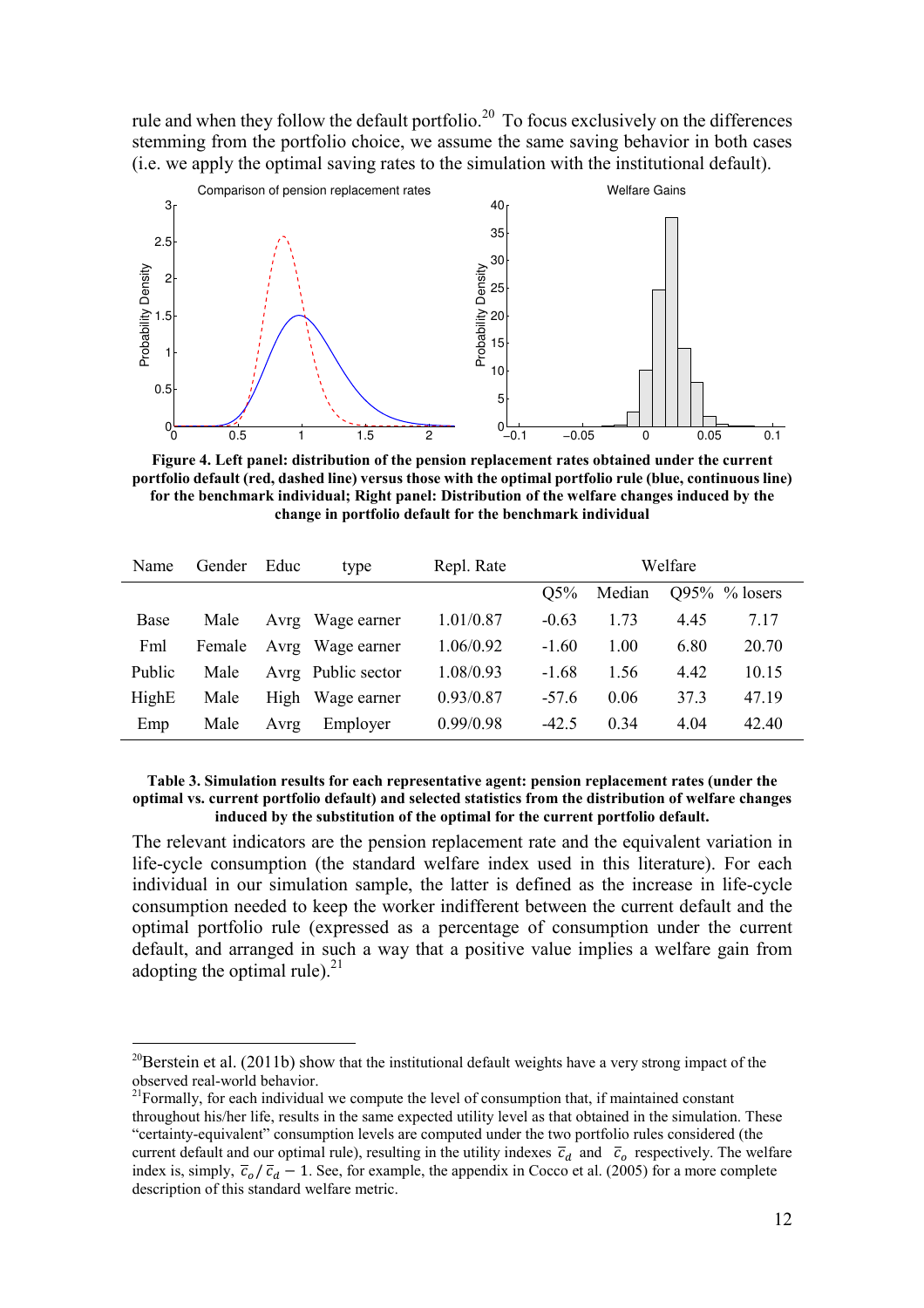rule and when they follow the default portfolio.[20] To focus exclusively on the differences stemming from the portfolio choice, we assume the same saving behavior in both cases (i.e. we apply the optimal saving rates to the simulation with the institutional default).

**Figure 4. Left panel: distribution of the pension replacement rates obtained under the current portfolio default (red, dashed line) versus those with the optimal portfolio rule (blue, continuous line) for the benchmark individual; Right panel: Distribution of the welfare changes induced by the change in portfolio default for the benchmark individual**

| Name | Gender | Educ | type | Repl. Rate | Welfare | | | |
|---|---|---|---|---|---|---|---|---|
| | | | | | Q5% | Median | Q95% | % losers |
| Base | Male | Avrg | Wage earner | 1.01/0.87 | -0.63 | 1.73 | 4.45 | 7.17 |
| Fml | Female | Avrg | Wage earner | 1.06/0.92 | -1.60 | 1.00 | 6.80 | 20.70 |
| Public | Male | Avrg | Public sector | 1.08/0.93 | -1.68 | 1.56 | 4.42 | 10.15 |
| HighE | Male | High | Wage earner | 0.93/0.87 | -57.6 | 0.06 | 37.3 | 47.19 |
| Emp | Male | Avrg | Employer | 0.99/0.98 | -42.5 | 0.34 | 4.04 | 42.40 |

**Table 3. Simulation results for each representative agent: pension replacement rates (under the optimal vs. current portfolio default) and selected statistics from the distribution of welfare changes induced by the substitution of the optimal for the current portfolio default.**

The relevant indicators are the pension replacement rate and the equivalent variation in life-cycle consumption (the standard welfare index used in this literature). For each individual in our simulation sample, the latter is defined as the increase in life-cycle consumption needed to keep the worker indifferent between the current default and the optimal portfolio rule (expressed as a percentage of consumption under the current default, and arranged in such a way that a positive value implies a welfare gain from adopting the optimal rule).[21]

[20] Berstein et al. (2011b) show that the institutional default weights have a very strong impact of the observed real-world behavior.

[21] Formally, for each individual we compute the level of consumption that, if maintained constant throughout his/her life, results in the same expected utility level as that obtained in the simulation. These "certainty-equivalent" consumption levels are computed under the two portfolio rules considered (the current default and our optimal rule), resulting in the utility indexes $\bar{c}_d$ and $\bar{c}_o$ respectively. The welfare index is, simply, $\bar{c}_o / \bar{c}_d - 1$. See, for example, the appendix in Cocco et al. (2005) for a more complete description of this standard welfare metric.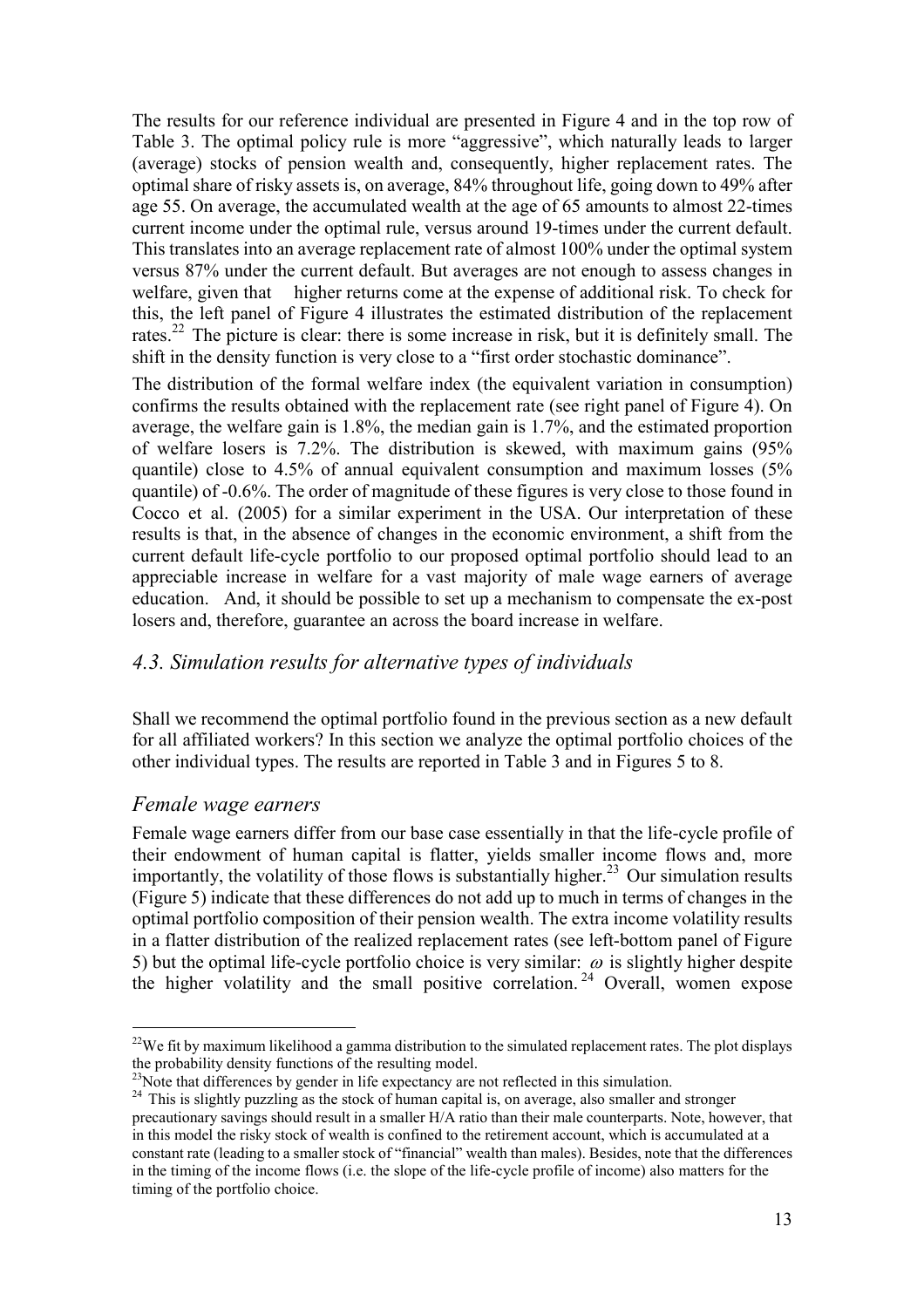The results for our reference individual are presented in Figure 4 and in the top row of Table 3. The optimal policy rule is more "aggressive", which naturally leads to larger (average) stocks of pension wealth and, consequently, higher replacement rates. The optimal share of risky assets is, on average, 84% throughout life, going down to 49% after age 55. On average, the accumulated wealth at the age of 65 amounts to almost 22-times current income under the optimal rule, versus around 19-times under the current default. This translates into an average replacement rate of almost 100% under the optimal system versus 87% under the current default. But averages are not enough to assess changes in welfare, given that higher returns come at the expense of additional risk. To check for this, the left panel of Figure 4 illustrates the estimated distribution of the replacement rates.[22] The picture is clear: there is some increase in risk, but it is definitely small. The shift in the density function is very close to a "first order stochastic dominance".

The distribution of the formal welfare index (the equivalent variation in consumption) confirms the results obtained with the replacement rate (see right panel of Figure 4). On average, the welfare gain is 1.8%, the median gain is 1.7%, and the estimated proportion of welfare losers is 7.2%. The distribution is skewed, with maximum gains (95% quantile) close to 4.5% of annual equivalent consumption and maximum losses (5% quantile) of -0.6%. The order of magnitude of these figures is very close to those found in Cocco et al. (2005) for a similar experiment in the USA. Our interpretation of these results is that, in the absence of changes in the economic environment, a shift from the current default life-cycle portfolio to our proposed optimal portfolio should lead to an appreciable increase in welfare for a vast majority of male wage earners of average education. And, it should be possible to set up a mechanism to compensate the ex-post losers and, therefore, guarantee an across the board increase in welfare.

## *4.3. Simulation results for alternative types of individuals*

Shall we recommend the optimal portfolio found in the previous section as a new default for all affiliated workers? In this section we analyze the optimal portfolio choices of the other individual types. The results are reported in Table 3 and in Figures 5 to 8.

### *Female wage earners*

Female wage earners differ from our base case essentially in that the life-cycle profile of their endowment of human capital is flatter, yields smaller income flows and, more importantly, the volatility of those flows is substantially higher.[23] Our simulation results (Figure 5) indicate that these differences do not add up to much in terms of changes in the optimal portfolio composition of their pension wealth. The extra income volatility results in a flatter distribution of the realized replacement rates (see left-bottom panel of Figure 5) but the optimal life-cycle portfolio choice is very similar: $\omega$ is slightly higher despite the higher volatility and the small positive correlation.[24] Overall, women expose

---

[22] We fit by maximum likelihood a gamma distribution to the simulated replacement rates. The plot displays the probability density functions of the resulting model.

[23] Note that differences by gender in life expectancy are not reflected in this simulation.

[24] This is slightly puzzling as the stock of human capital is, on average, also smaller and stronger precautionary savings should result in a smaller H/A ratio than their male counterparts. Note, however, that in this model the risky stock of wealth is confined to the retirement account, which is accumulated at a constant rate (leading to a smaller stock of "financial" wealth than males). Besides, note that the differences in the timing of the income flows (i.e. the slope of the life-cycle profile of income) also matters for the timing of the portfolio choice.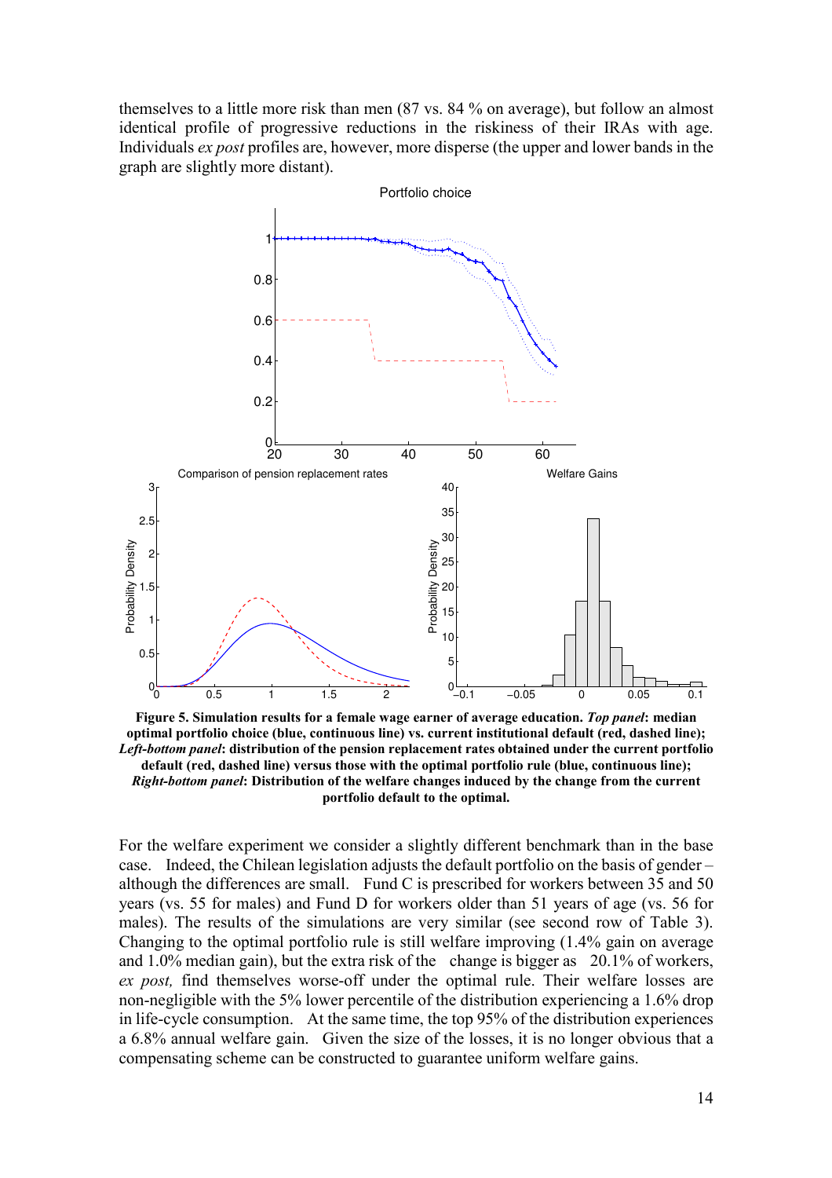themselves to a little more risk than men (87 vs. 84 % on average), but follow an almost identical profile of progressive reductions in the riskiness of their IRAs with age. Individuals *ex post* profiles are, however, more disperse (the upper and lower bands in the graph are slightly more distant).

**Figure 5. Simulation results for a female wage earner of average education.** ***Top panel*****: median optimal portfolio choice (blue, continuous line) vs. current institutional default (red, dashed line);** ***Left-bottom panel*****: distribution of the pension replacement rates obtained under the current portfolio default (red, dashed line) versus those with the optimal portfolio rule (blue, continuous line);** ***Right-bottom panel*****: Distribution of the welfare changes induced by the change from the current portfolio default to the optimal.**

For the welfare experiment we consider a slightly different benchmark than in the base case. Indeed, the Chilean legislation adjusts the default portfolio on the basis of gender – although the differences are small. Fund C is prescribed for workers between 35 and 50 years (vs. 55 for males) and Fund D for workers older than 51 years of age (vs. 56 for males). The results of the simulations are very similar (see second row of Table 3). Changing to the optimal portfolio rule is still welfare improving (1.4% gain on average and 1.0% median gain), but the extra risk of the change is bigger as 20.1% of workers, *ex post,* find themselves worse-off under the optimal rule. Their welfare losses are non-negligible with the 5% lower percentile of the distribution experiencing a 1.6% drop in life-cycle consumption. At the same time, the top 95% of the distribution experiences a 6.8% annual welfare gain. Given the size of the losses, it is no longer obvious that a compensating scheme can be constructed to guarantee uniform welfare gains.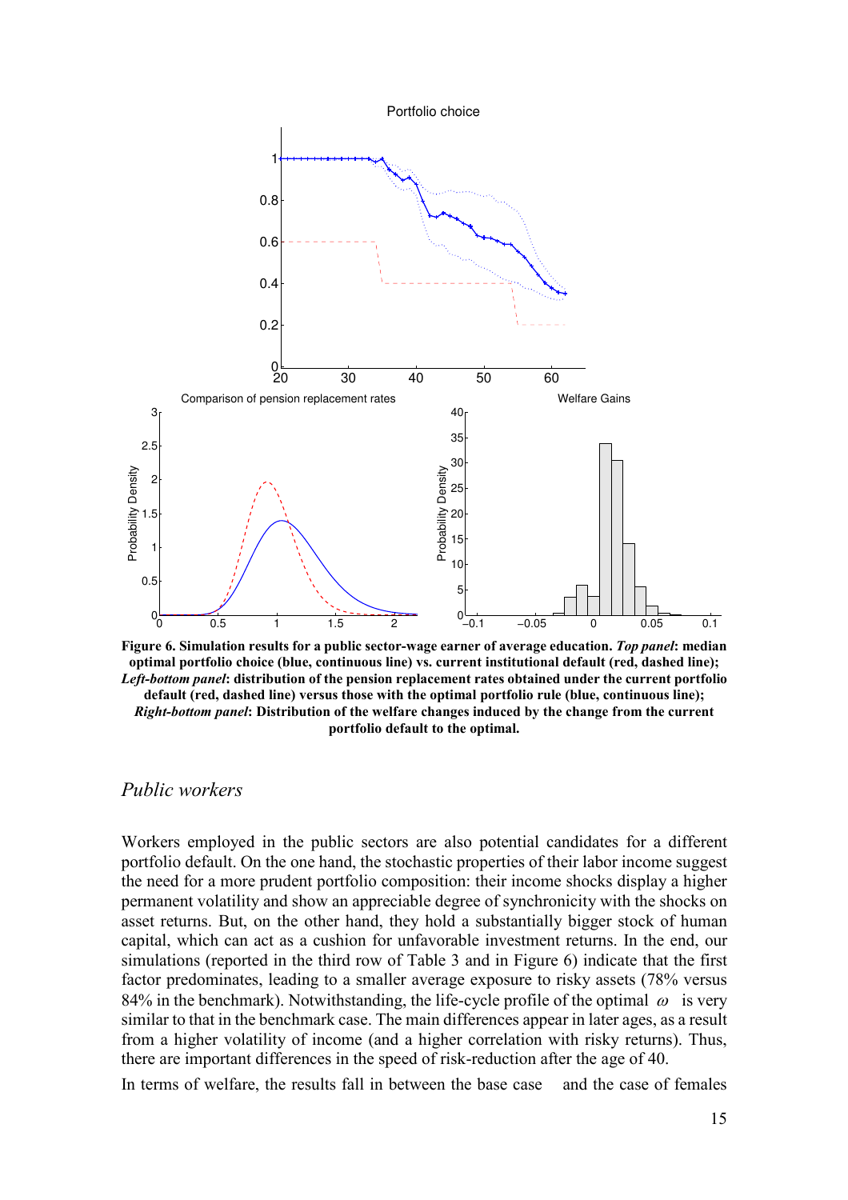**Figure 6. Simulation results for a public sector-wage earner of average education. *Top panel*: median optimal portfolio choice (blue, continuous line) vs. current institutional default (red, dashed line); *Left-bottom panel*: distribution of the pension replacement rates obtained under the current portfolio default (red, dashed line) versus those with the optimal portfolio rule (blue, continuous line); *Right-bottom panel*: Distribution of the welfare changes induced by the change from the current portfolio default to the optimal.**

### *Public workers*

Workers employed in the public sectors are also potential candidates for a different portfolio default. On the one hand, the stochastic properties of their labor income suggest the need for a more prudent portfolio composition: their income shocks display a higher permanent volatility and show an appreciable degree of synchronicity with the shocks on asset returns. But, on the other hand, they hold a substantially bigger stock of human capital, which can act as a cushion for unfavorable investment returns. In the end, our simulations (reported in the third row of Table 3 and in Figure 6) indicate that the first factor predominates, leading to a smaller average exposure to risky assets (78% versus 84% in the benchmark). Notwithstanding, the life-cycle profile of the optimal $\omega$ is very similar to that in the benchmark case. The main differences appear in later ages, as a result from a higher volatility of income (and a higher correlation with risky returns). Thus, there are important differences in the speed of risk-reduction after the age of 40.

In terms of welfare, the results fall in between the base case and the case of females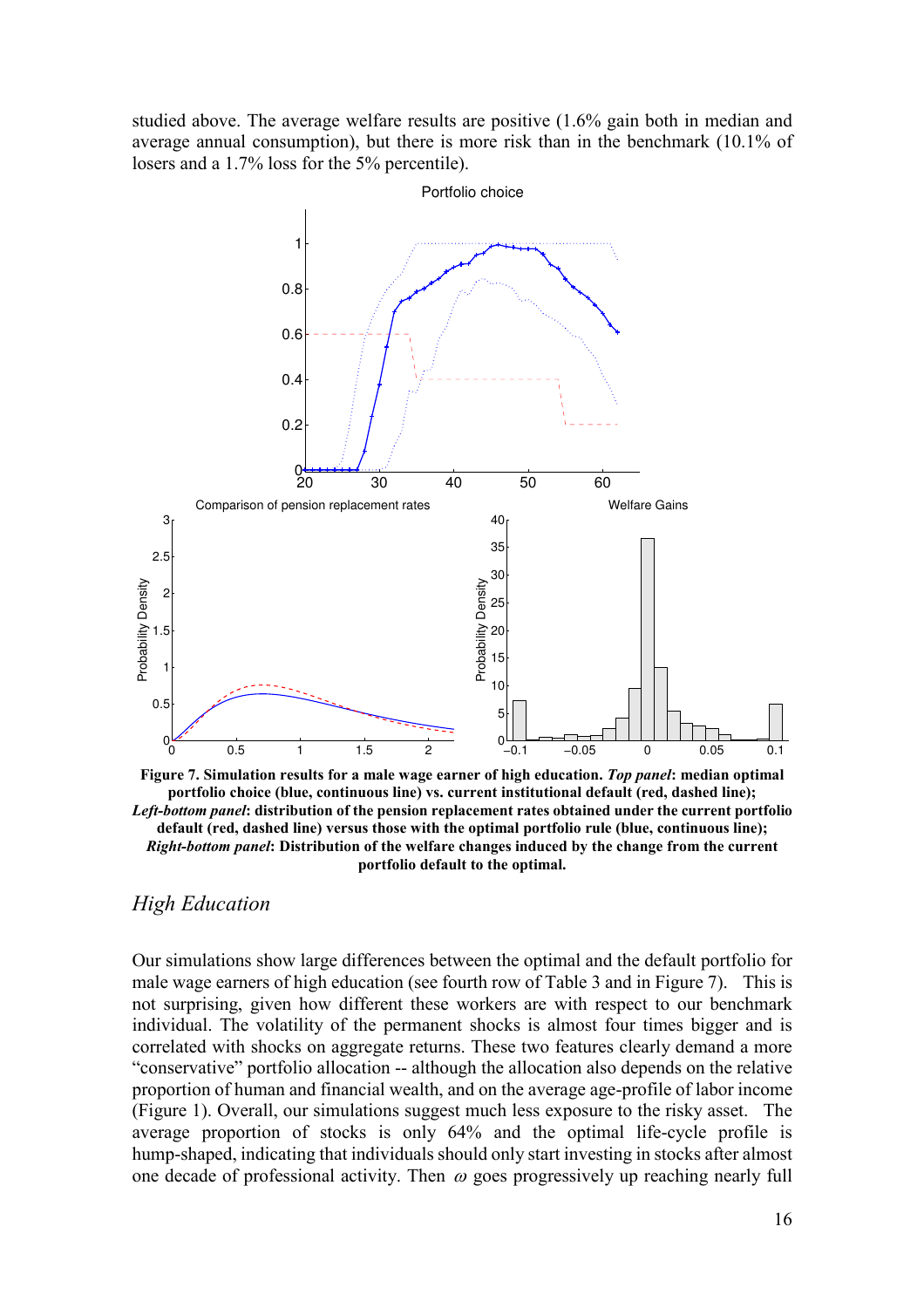studied above. The average welfare results are positive (1.6% gain both in median and average annual consumption), but there is more risk than in the benchmark (10.1% of losers and a 1.7% loss for the 5% percentile).

**Figure 7. Simulation results for a male wage earner of high education. *Top panel*: median optimal portfolio choice (blue, continuous line) vs. current institutional default (red, dashed line); *Left-bottom panel*: distribution of the pension replacement rates obtained under the current portfolio default (red, dashed line) versus those with the optimal portfolio rule (blue, continuous line); *Right-bottom panel*: Distribution of the welfare changes induced by the change from the current portfolio default to the optimal.**

### *High Education*

Our simulations show large differences between the optimal and the default portfolio for male wage earners of high education (see fourth row of Table 3 and in Figure 7). This is not surprising, given how different these workers are with respect to our benchmark individual. The volatility of the permanent shocks is almost four times bigger and is correlated with shocks on aggregate returns. These two features clearly demand a more "conservative" portfolio allocation -- although the allocation also depends on the relative proportion of human and financial wealth, and on the average age-profile of labor income (Figure 1). Overall, our simulations suggest much less exposure to the risky asset. The average proportion of stocks is only 64% and the optimal life-cycle profile is hump-shaped, indicating that individuals should only start investing in stocks after almost one decade of professional activity. Then $\omega$ goes progressively up reaching nearly full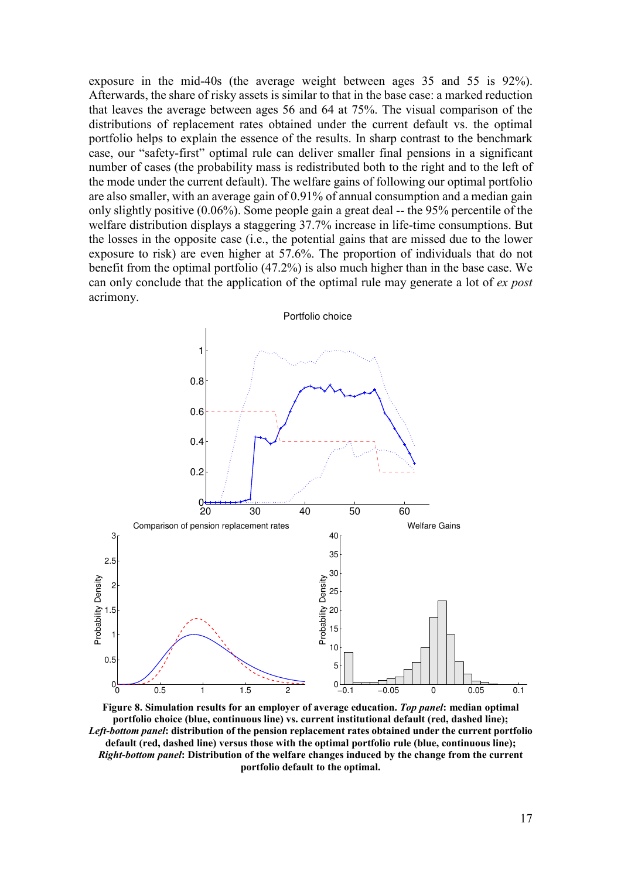exposure in the mid-40s (the average weight between ages 35 and 55 is 92%). Afterwards, the share of risky assets is similar to that in the base case: a marked reduction that leaves the average between ages 56 and 64 at 75%. The visual comparison of the distributions of replacement rates obtained under the current default vs. the optimal portfolio helps to explain the essence of the results. In sharp contrast to the benchmark case, our "safety-first" optimal rule can deliver smaller final pensions in a significant number of cases (the probability mass is redistributed both to the right and to the left of the mode under the current default). The welfare gains of following our optimal portfolio are also smaller, with an average gain of 0.91% of annual consumption and a median gain only slightly positive (0.06%). Some people gain a great deal -- the 95% percentile of the welfare distribution displays a staggering 37.7% increase in life-time consumptions. But the losses in the opposite case (i.e., the potential gains that are missed due to the lower exposure to risk) are even higher at 57.6%. The proportion of individuals that do not benefit from the optimal portfolio (47.2%) is also much higher than in the base case. We can only conclude that the application of the optimal rule may generate a lot of *ex post* acrimony.

**Figure 8. Simulation results for an employer of average education.** ***Top panel*****: median optimal portfolio choice (blue, continuous line) vs. current institutional default (red, dashed line);** ***Left-bottom panel*****: distribution of the pension replacement rates obtained under the current portfolio default (red, dashed line) versus those with the optimal portfolio rule (blue, continuous line);** ***Right-bottom panel*****: Distribution of the welfare changes induced by the change from the current portfolio default to the optimal.**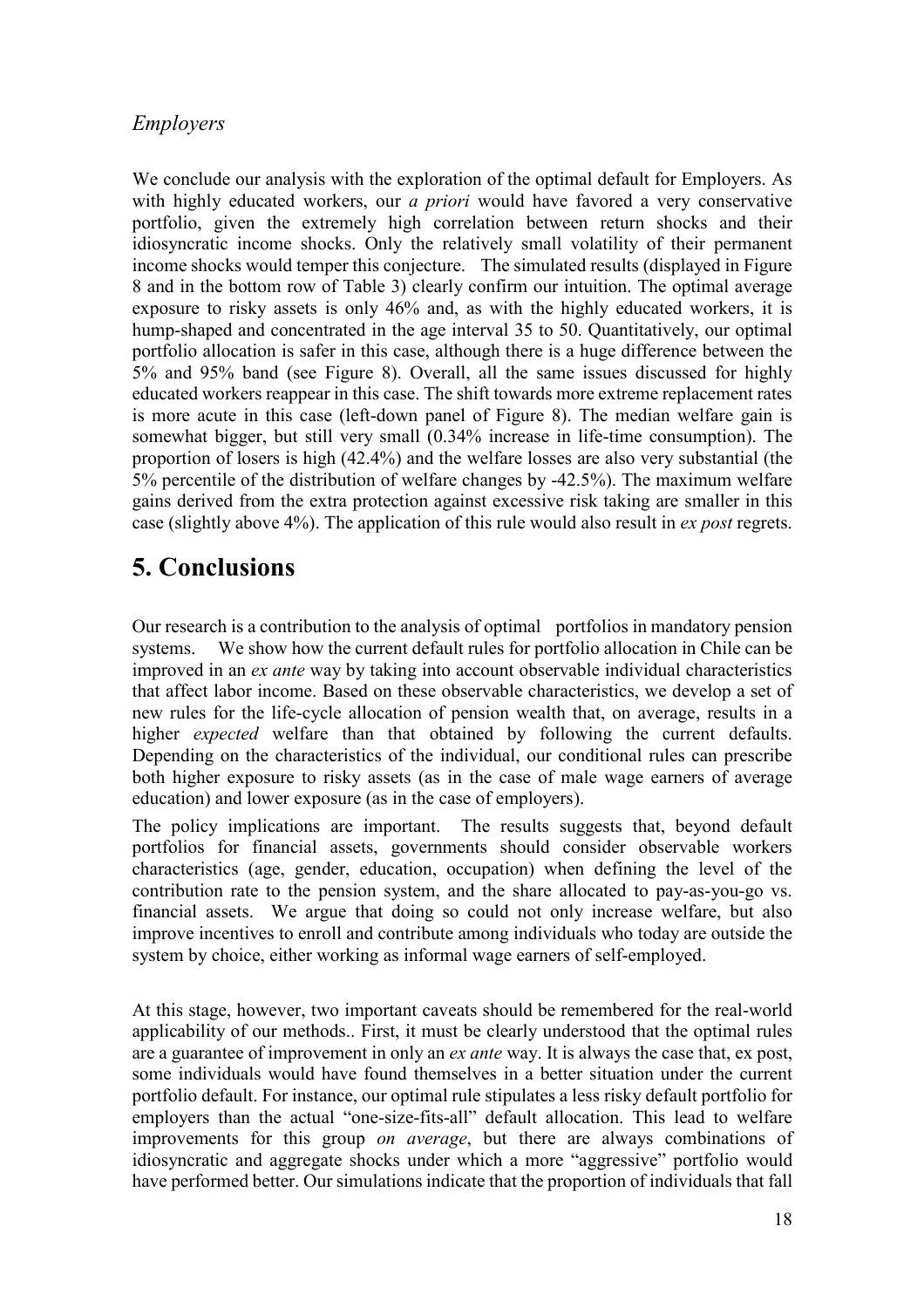### *Employers*

We conclude our analysis with the exploration of the optimal default for Employers. As with highly educated workers, our *a priori* would have favored a very conservative portfolio, given the extremely high correlation between return shocks and their idiosyncratic income shocks. Only the relatively small volatility of their permanent income shocks would temper this conjecture. The simulated results (displayed in Figure 8 and in the bottom row of Table 3) clearly confirm our intuition. The optimal average exposure to risky assets is only 46% and, as with the highly educated workers, it is hump-shaped and concentrated in the age interval 35 to 50. Quantitatively, our optimal portfolio allocation is safer in this case, although there is a huge difference between the 5% and 95% band (see Figure 8). Overall, all the same issues discussed for highly educated workers reappear in this case. The shift towards more extreme replacement rates is more acute in this case (left-down panel of Figure 8). The median welfare gain is somewhat bigger, but still very small (0.34% increase in life-time consumption). The proportion of losers is high (42.4%) and the welfare losses are also very substantial (the 5% percentile of the distribution of welfare changes by -42.5%). The maximum welfare gains derived from the extra protection against excessive risk taking are smaller in this case (slightly above 4%). The application of this rule would also result in *ex post* regrets.

# 5. Conclusions

Our research is a contribution to the analysis of optimal portfolios in mandatory pension systems. We show how the current default rules for portfolio allocation in Chile can be improved in an *ex ante* way by taking into account observable individual characteristics that affect labor income. Based on these observable characteristics, we develop a set of new rules for the life-cycle allocation of pension wealth that, on average, results in a higher *expected* welfare than that obtained by following the current defaults. Depending on the characteristics of the individual, our conditional rules can prescribe both higher exposure to risky assets (as in the case of male wage earners of average education) and lower exposure (as in the case of employers).

The policy implications are important. The results suggests that, beyond default portfolios for financial assets, governments should consider observable workers characteristics (age, gender, education, occupation) when defining the level of the contribution rate to the pension system, and the share allocated to pay-as-you-go vs. financial assets. We argue that doing so could not only increase welfare, but also improve incentives to enroll and contribute among individuals who today are outside the system by choice, either working as informal wage earners of self-employed.

At this stage, however, two important caveats should be remembered for the real-world applicability of our methods.. First, it must be clearly understood that the optimal rules are a guarantee of improvement in only an *ex ante* way. It is always the case that, ex post, some individuals would have found themselves in a better situation under the current portfolio default. For instance, our optimal rule stipulates a less risky default portfolio for employers than the actual "one-size-fits-all" default allocation. This lead to welfare improvements for this group *on average*, but there are always combinations of idiosyncratic and aggregate shocks under which a more "aggressive" portfolio would have performed better. Our simulations indicate that the proportion of individuals that fall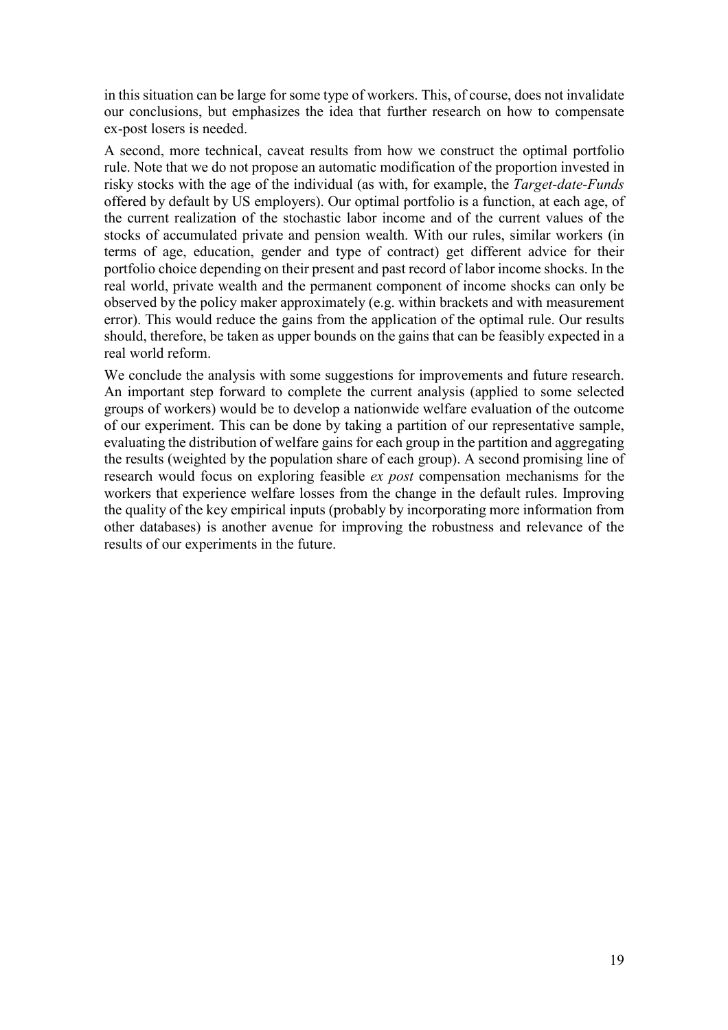in this situation can be large for some type of workers. This, of course, does not invalidate our conclusions, but emphasizes the idea that further research on how to compensate ex-post losers is needed.

A second, more technical, caveat results from how we construct the optimal portfolio rule. Note that we do not propose an automatic modification of the proportion invested in risky stocks with the age of the individual (as with, for example, the *Target-date-Funds* offered by default by US employers). Our optimal portfolio is a function, at each age, of the current realization of the stochastic labor income and of the current values of the stocks of accumulated private and pension wealth. With our rules, similar workers (in terms of age, education, gender and type of contract) get different advice for their portfolio choice depending on their present and past record of labor income shocks. In the real world, private wealth and the permanent component of income shocks can only be observed by the policy maker approximately (e.g. within brackets and with measurement error). This would reduce the gains from the application of the optimal rule. Our results should, therefore, be taken as upper bounds on the gains that can be feasibly expected in a real world reform.

We conclude the analysis with some suggestions for improvements and future research. An important step forward to complete the current analysis (applied to some selected groups of workers) would be to develop a nationwide welfare evaluation of the outcome of our experiment. This can be done by taking a partition of our representative sample, evaluating the distribution of welfare gains for each group in the partition and aggregating the results (weighted by the population share of each group). A second promising line of research would focus on exploring feasible *ex post* compensation mechanisms for the workers that experience welfare losses from the change in the default rules. Improving the quality of the key empirical inputs (probably by incorporating more information from other databases) is another avenue for improving the robustness and relevance of the results of our experiments in the future.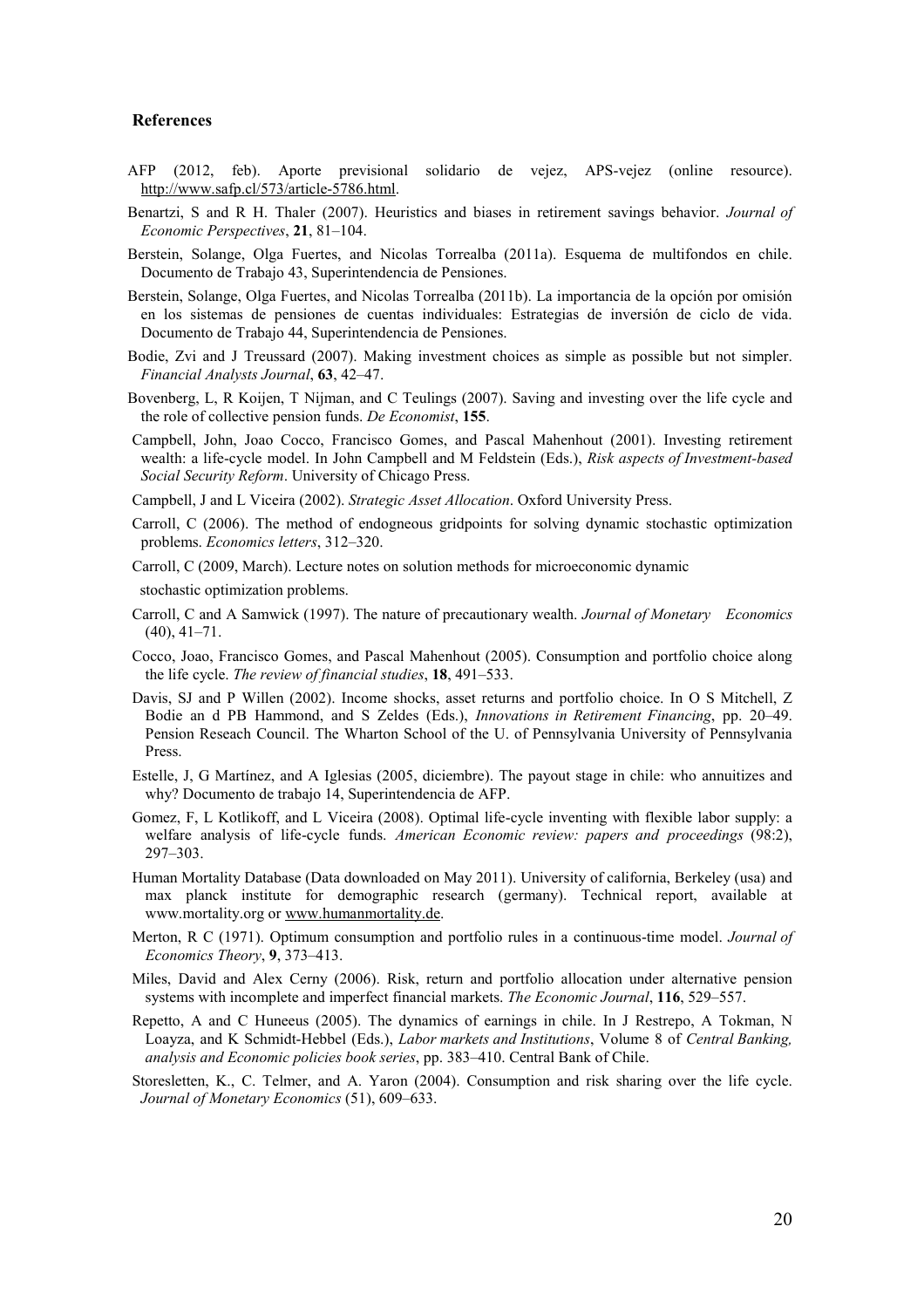## References

AFP (2012, feb). Aporte previsional solidario de vejez, APS-vejez (online resource). http://www.safp.cl/573/article-5786.html.

Benartzi, S and R H. Thaler (2007). Heuristics and biases in retirement savings behavior. *Journal of Economic Perspectives*, **21**, 81–104.

Berstein, Solange, Olga Fuertes, and Nicolas Torrealba (2011a). Esquema de multifondos en chile. Documento de Trabajo 43, Superintendencia de Pensiones.

Berstein, Solange, Olga Fuertes, and Nicolas Torrealba (2011b). La importancia de la opción por omisión en los sistemas de pensiones de cuentas individuales: Estrategias de inversión de ciclo de vida. Documento de Trabajo 44, Superintendencia de Pensiones.

Bodie, Zvi and J Treussard (2007). Making investment choices as simple as possible but not simpler. *Financial Analysts Journal*, **63**, 42–47.

Bovenberg, L, R Koijen, T Nijman, and C Teulings (2007). Saving and investing over the life cycle and the role of collective pension funds. *De Economist*, **155**.

Campbell, John, Joao Cocco, Francisco Gomes, and Pascal Mahenhout (2001). Investing retirement wealth: a life-cycle model. In John Campbell and M Feldstein (Eds.), *Risk aspects of Investment-based Social Security Reform*. University of Chicago Press.

Campbell, J and L Viceira (2002). *Strategic Asset Allocation*. Oxford University Press.

Carroll, C (2006). The method of endogneous gridpoints for solving dynamic stochastic optimization problems. *Economics letters*, 312–320.

Carroll, C (2009, March). Lecture notes on solution methods for microeconomic dynamic stochastic optimization problems.

Carroll, C and A Samwick (1997). The nature of precautionary wealth. *Journal of Monetary Economics* (40), 41–71.

Cocco, Joao, Francisco Gomes, and Pascal Mahenhout (2005). Consumption and portfolio choice along the life cycle. *The review of financial studies*, **18**, 491–533.

Davis, SJ and P Willen (2002). Income shocks, asset returns and portfolio choice. In O S Mitchell, Z Bodie an d PB Hammond, and S Zeldes (Eds.), *Innovations in Retirement Financing*, pp. 20–49. Pension Reseach Council. The Wharton School of the U. of Pennsylvania University of Pennsylvania Press.

Estelle, J, G Martínez, and A Iglesias (2005, diciembre). The payout stage in chile: who annuitizes and why? Documento de trabajo 14, Superintendencia de AFP.

Gomez, F, L Kotlikoff, and L Viceira (2008). Optimal life-cycle inventing with flexible labor supply: a welfare analysis of life-cycle funds. *American Economic review: papers and proceedings* (98:2), 297–303.

Human Mortality Database (Data downloaded on May 2011). University of california, Berkeley (usa) and max planck institute for demographic research (germany). Technical report, available at www.mortality.org or www.humanmortality.de.

Merton, R C (1971). Optimum consumption and portfolio rules in a continuous-time model. *Journal of Economics Theory*, **9**, 373–413.

Miles, David and Alex Cerny (2006). Risk, return and portfolio allocation under alternative pension systems with incomplete and imperfect financial markets. *The Economic Journal*, **116**, 529–557.

Repetto, A and C Huneeus (2005). The dynamics of earnings in chile. In J Restrepo, A Tokman, N Loayza, and K Schmidt-Hebbel (Eds.), *Labor markets and Institutions*, Volume 8 of *Central Banking, analysis and Economic policies book series*, pp. 383–410. Central Bank of Chile.

Storesletten, K., C. Telmer, and A. Yaron (2004). Consumption and risk sharing over the life cycle. *Journal of Monetary Economics* (51), 609–633.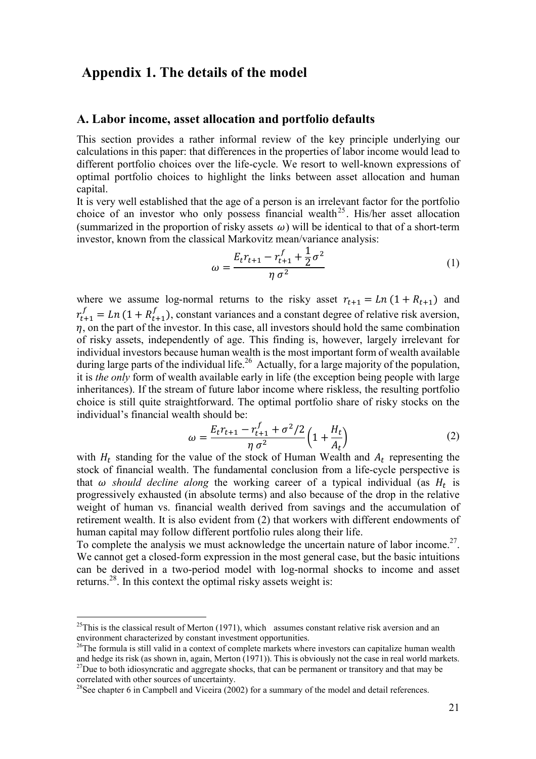# Appendix 1. The details of the model

## A. Labor income, asset allocation and portfolio defaults

This section provides a rather informal review of the key principle underlying our calculations in this paper: that differences in the properties of labor income would lead to different portfolio choices over the life-cycle. We resort to well-known expressions of optimal portfolio choices to highlight the links between asset allocation and human capital.

It is very well established that the age of a person is an irrelevant factor for the portfolio choice of an investor who only possess financial wealth[25]. His/her asset allocation (summarized in the proportion of risky assets $\omega$) will be identical to that of a short-term investor, known from the classical Markovitz mean/variance analysis:

$$\omega = \frac{E_t r_{t+1} - r_{t+1}^f + \frac{1}{2}\sigma^2}{\eta\,\sigma^2} \tag{1}$$

where we assume log-normal returns to the risky asset $r_{t+1} = Ln\,(1 + R_{t+1})$ and $r_{t+1}^f = Ln\,(1 + R_{t+1}^f)$, constant variances and a constant degree of relative risk aversion, $\eta$, on the part of the investor. In this case, all investors should hold the same combination of risky assets, independently of age. This finding is, however, largely irrelevant for individual investors because human wealth is the most important form of wealth available during large parts of the individual life.[26] Actually, for a large majority of the population, it is *the only* form of wealth available early in life (the exception being people with large inheritances). If the stream of future labor income where riskless, the resulting portfolio choice is still quite straightforward. The optimal portfolio share of risky stocks on the individual's financial wealth should be:

$$\omega = \frac{E_t r_{t+1} - r_{t+1}^f + \sigma^2/2}{\eta\,\sigma^2}\left(1 + \frac{H_t}{A_t}\right) \tag{2}$$

with $H_t$ standing for the value of the stock of Human Wealth and $A_t$ representing the stock of financial wealth. The fundamental conclusion from a life-cycle perspective is that *ω should decline along* the working career of a typical individual (as $H_t$ is progressively exhausted (in absolute terms) and also because of the drop in the relative weight of human vs. financial wealth derived from savings and the accumulation of retirement wealth. It is also evident from (2) that workers with different endowments of human capital may follow different portfolio rules along their life.

To complete the analysis we must acknowledge the uncertain nature of labor income.[27]. We cannot get a closed-form expression in the most general case, but the basic intuitions can be derived in a two-period model with log-normal shocks to income and asset returns.[28]. In this context the optimal risky assets weight is:

---

[25] This is the classical result of Merton (1971), which assumes constant relative risk aversion and an environment characterized by constant investment opportunities.

[26] The formula is still valid in a context of complete markets where investors can capitalize human wealth and hedge its risk (as shown in, again, Merton (1971)). This is obviously not the case in real world markets.

[27] Due to both idiosyncratic and aggregate shocks, that can be permanent or transitory and that may be correlated with other sources of uncertainty.

[28] See chapter 6 in Campbell and Viceira (2002) for a summary of the model and detail references.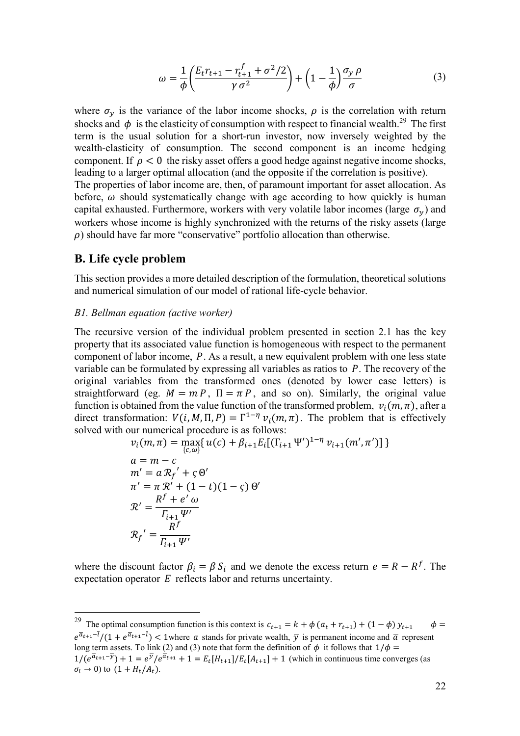$$\omega = \frac{1}{\phi}\left(\frac{E_t r_{t+1} - r_{t+1}^f + \sigma^2/2}{\gamma\,\sigma^2}\right) + \left(1 - \frac{1}{\phi}\right)\frac{\sigma_y\,\rho}{\sigma} \tag{3}$$

where $\sigma_y$ is the variance of the labor income shocks, $\rho$ is the correlation with return shocks and $\phi$ is the elasticity of consumption with respect to financial wealth.[29] The first term is the usual solution for a short-run investor, now inversely weighted by the wealth-elasticity of consumption. The second component is an income hedging component. If $\rho < 0$ the risky asset offers a good hedge against negative income shocks, leading to a larger optimal allocation (and the opposite if the correlation is positive).
The properties of labor income are, then, of paramount important for asset allocation. As before, $\omega$ should systematically change with age according to how quickly is human capital exhausted. Furthermore, workers with very volatile labor incomes (large $\sigma_y$) and workers whose income is highly synchronized with the returns of the risky assets (large $\rho$) should have far more "conservative" portfolio allocation than otherwise.

## B. Life cycle problem

This section provides a more detailed description of the formulation, theoretical solutions and numerical simulation of our model of rational life-cycle behavior.

### *B1. Bellman equation (active worker)*

The recursive version of the individual problem presented in section 2.1 has the key property that its associated value function is homogeneous with respect to the permanent component of labor income, $P$. As a result, a new equivalent problem with one less state variable can be formulated by expressing all variables as ratios to $P$. The recovery of the original variables from the transformed ones (denoted by lower case letters) is straightforward (eg. $M = m\,P$, $\Pi = \pi\,P$, and so on). Similarly, the original value function is obtained from the value function of the transformed problem, $v_i(m,\pi)$, after a direct transformation: $V(i, M, \Pi, P) = \Gamma^{1-\eta}\, v_i(m,\pi)$. The problem that is effectively solved with our numerical procedure is as follows:

$$v_i(m,\pi) = \max_{\{c,\omega\}}\{\, u(c) + \beta_{i+1} E_i[(\Gamma_{i+1}\,\Psi')^{1-\eta}\, v_{i+1}(m',\pi')]\,\}$$

$$a = m - c$$

$$m' = a\,\mathcal{R}_f{}' + \varsigma\,\Theta'$$

$$\pi' = \pi\,\mathcal{R}' + (1-t)(1-\varsigma)\,\Theta'$$

$$\mathcal{R}' = \frac{R^f + e'\,\omega}{\Gamma_{i+1}\,\Psi'}$$

$$\mathcal{R}_f{}' = \frac{R^f}{\Gamma_{i+1}\,\Psi'}$$

where the discount factor $\beta_i = \beta\,S_i$ and we denote the excess return $e = R - R^f$. The expectation operator $E$ reflects labor and returns uncertainty.

---

[29] The optimal consumption function is this context is $c_{t+1} = k + \phi\,(a_t + r_{t+1}) + (1-\phi)\,y_{t+1}$ $\quad \phi = e^{\overline{a}_{t+1}-\overline{l}}/(1 + e^{\overline{a}_{t+1}-\overline{l}}) < 1$ where $a$ stands for private wealth, $\overline{y}$ is permanent income and $\overline{a}$ represent long term assets. To link (2) and (3) note that form the definition of $\phi$ it follows that $1/\phi = 1/(e^{\overline{a}_{t+1}-\overline{y}}) + 1 = e^{\overline{y}}/e^{\overline{a}_{t+1}} + 1 = E_t[H_{t+1}]/E_t[A_{t+1}] + 1$ (which in continuous time converges (as $\sigma_l \to 0$) to $(1 + H_t/A_t)$.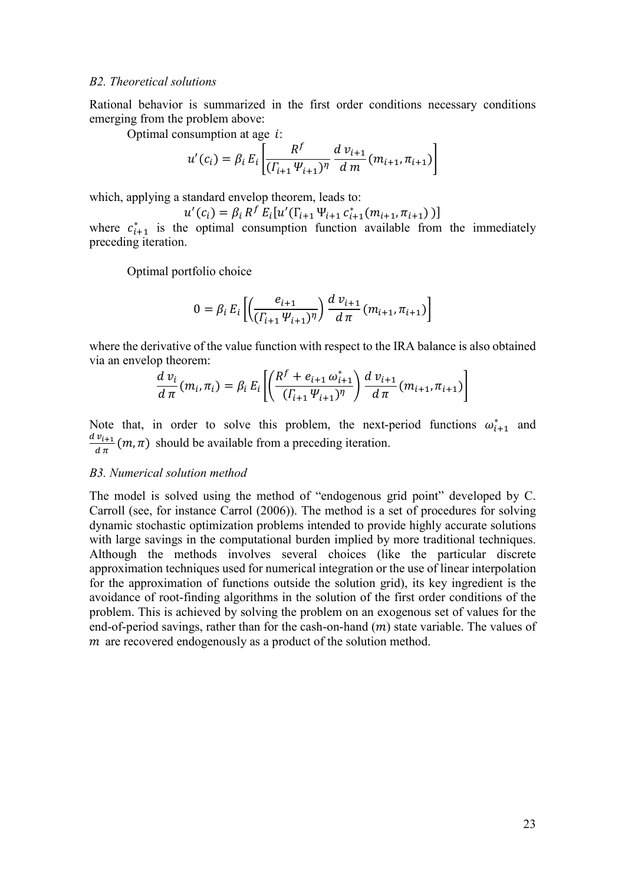*B2. Theoretical solutions*

Rational behavior is summarized in the first order conditions necessary conditions emerging from the problem above:

Optimal consumption at age $i$:

$$u'(c_i) = \beta_i \, E_i \left[ \frac{R^f}{(\Gamma_{i+1} \, \Psi_{i+1})^\eta} \frac{d \, v_{i+1}}{d \, m} (m_{i+1}, \pi_{i+1}) \right]$$

which, applying a standard envelop theorem, leads to:

$$u'(c_i) = \beta_i \, R^f \, E_i [u'(\Gamma_{i+1} \, \Psi_{i+1} \, c^*_{i+1}(m_{i+1}, \pi_{i+1}) \,)]$$

where $c^*_{i+1}$ is the optimal consumption function available from the immediately preceding iteration.

Optimal portfolio choice

$$0 = \beta_i \, E_i \left[ \left( \frac{e_{i+1}}{(\Gamma_{i+1} \, \Psi_{i+1})^\eta} \right) \frac{d \, v_{i+1}}{d \, \pi} (m_{i+1}, \pi_{i+1}) \right]$$

where the derivative of the value function with respect to the IRA balance is also obtained via an envelop theorem:

$$\frac{d \, v_i}{d \, \pi}(m_i, \pi_i) = \beta_i \, E_i \left[ \left( \frac{R^f + e_{i+1} \, \omega^*_{i+1}}{(\Gamma_{i+1} \, \Psi_{i+1})^\eta} \right) \frac{d \, v_{i+1}}{d \, \pi} (m_{i+1}, \pi_{i+1}) \right]$$

Note that, in order to solve this problem, the next-period functions $\omega^*_{i+1}$ and $\frac{d \, v_{i+1}}{d \, \pi}(m, \pi)$ should be available from a preceding iteration.

*B3. Numerical solution method*

The model is solved using the method of "endogenous grid point" developed by C. Carroll (see, for instance Carrol (2006)). The method is a set of procedures for solving dynamic stochastic optimization problems intended to provide highly accurate solutions with large savings in the computational burden implied by more traditional techniques. Although the methods involves several choices (like the particular discrete approximation techniques used for numerical integration or the use of linear interpolation for the approximation of functions outside the solution grid), its key ingredient is the avoidance of root-finding algorithms in the solution of the first order conditions of the problem. This is achieved by solving the problem on an exogenous set of values for the end-of-period savings, rather than for the cash-on-hand ($m$) state variable. The values of $m$ are recovered endogenously as a product of the solution method.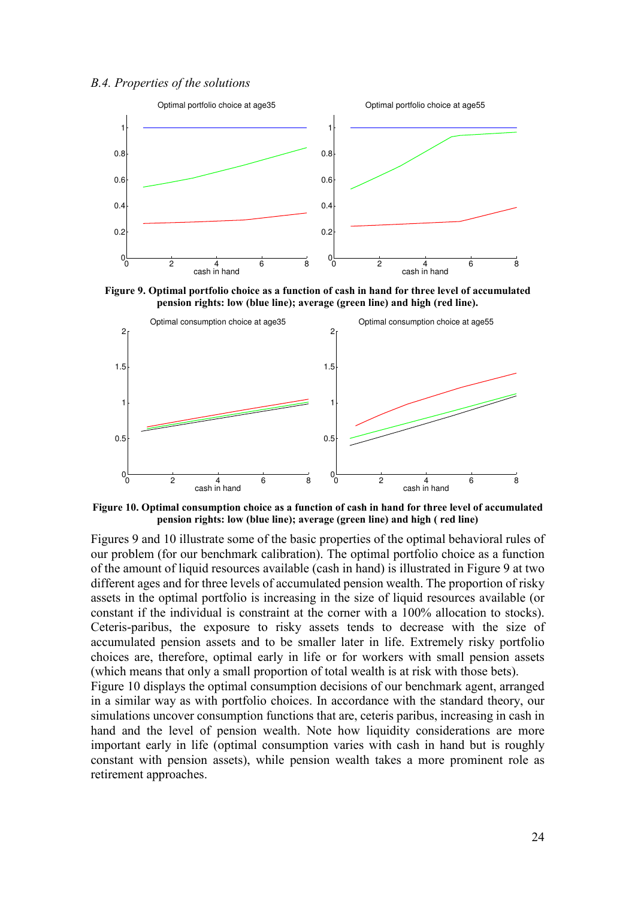*B.4. Properties of the solutions*

**Figure 9. Optimal portfolio choice as a function of cash in hand for three level of accumulated pension rights: low (blue line); average (green line) and high (red line).**

**Figure 10. Optimal consumption choice as a function of cash in hand for three level of accumulated pension rights: low (blue line); average (green line) and high ( red line)**

Figures 9 and 10 illustrate some of the basic properties of the optimal behavioral rules of our problem (for our benchmark calibration). The optimal portfolio choice as a function of the amount of liquid resources available (cash in hand) is illustrated in Figure 9 at two different ages and for three levels of accumulated pension wealth. The proportion of risky assets in the optimal portfolio is increasing in the size of liquid resources available (or constant if the individual is constraint at the corner with a 100% allocation to stocks). Ceteris-paribus, the exposure to risky assets tends to decrease with the size of accumulated pension assets and to be smaller later in life. Extremely risky portfolio choices are, therefore, optimal early in life or for workers with small pension assets (which means that only a small proportion of total wealth is at risk with those bets).

Figure 10 displays the optimal consumption decisions of our benchmark agent, arranged in a similar way as with portfolio choices. In accordance with the standard theory, our simulations uncover consumption functions that are, ceteris paribus, increasing in cash in hand and the level of pension wealth. Note how liquidity considerations are more important early in life (optimal consumption varies with cash in hand but is roughly constant with pension assets), while pension wealth takes a more prominent role as retirement approaches.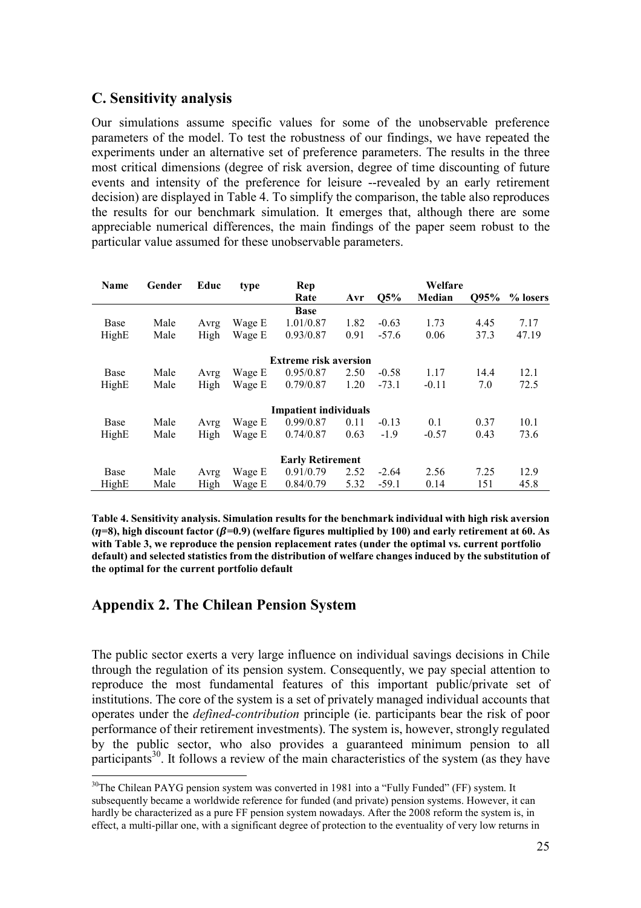## C. Sensitivity analysis

Our simulations assume specific values for some of the unobservable preference parameters of the model. To test the robustness of our findings, we have repeated the experiments under an alternative set of preference parameters. The results in the three most critical dimensions (degree of risk aversion, degree of time discounting of future events and intensity of the preference for leisure --revealed by an early retirement decision) are displayed in Table 4. To simplify the comparison, the table also reproduces the results for our benchmark simulation. It emerges that, although there are some appreciable numerical differences, the main findings of the paper seem robust to the particular value assumed for these unobservable parameters.

| Name | Gender | Educ | type | Rep Rate | Avr | Q5% | Welfare Median | Q95% | % losers |
|---|---|---|---|---|---|---|---|---|---|
| | | | | **Base** | | | | | |
| Base | Male | Avrg | Wage E | 1.01/0.87 | 1.82 | -0.63 | 1.73 | 4.45 | 7.17 |
| HighE | Male | High | Wage E | 0.93/0.87 | 0.91 | -57.6 | 0.06 | 37.3 | 47.19 |
| | | | | **Extreme risk aversion** | | | | | |
| Base | Male | Avrg | Wage E | 0.95/0.87 | 2.50 | -0.58 | 1.17 | 14.4 | 12.1 |
| HighE | Male | High | Wage E | 0.79/0.87 | 1.20 | -73.1 | -0.11 | 7.0 | 72.5 |
| | | | | **Impatient individuals** | | | | | |
| Base | Male | Avrg | Wage E | 0.99/0.87 | 0.11 | -0.13 | 0.1 | 0.37 | 10.1 |
| HighE | Male | High | Wage E | 0.74/0.87 | 0.63 | -1.9 | -0.57 | 0.43 | 73.6 |
| | | | | **Early Retirement** | | | | | |
| Base | Male | Avrg | Wage E | 0.91/0.79 | 2.52 | -2.64 | 2.56 | 7.25 | 12.9 |
| HighE | Male | High | Wage E | 0.84/0.79 | 5.32 | -59.1 | 0.14 | 151 | 45.8 |

**Table 4. Sensitivity analysis. Simulation results for the benchmark individual with high risk aversion ($\eta$=8), high discount factor ($\beta$=0.9) (welfare figures multiplied by 100) and early retirement at 60. As with Table 3, we reproduce the pension replacement rates (under the optimal vs. current portfolio default) and selected statistics from the distribution of welfare changes induced by the substitution of the optimal for the current portfolio default**

## Appendix 2. The Chilean Pension System

The public sector exerts a very large influence on individual savings decisions in Chile through the regulation of its pension system. Consequently, we pay special attention to reproduce the most fundamental features of this important public/private set of institutions. The core of the system is a set of privately managed individual accounts that operates under the *defined-contribution* principle (ie. participants bear the risk of poor performance of their retirement investments). The system is, however, strongly regulated by the public sector, who also provides a guaranteed minimum pension to all participants[30]. It follows a review of the main characteristics of the system (as they have

[30]The Chilean PAYG pension system was converted in 1981 into a "Fully Funded" (FF) system. It subsequently became a worldwide reference for funded (and private) pension systems. However, it can hardly be characterized as a pure FF pension system nowadays. After the 2008 reform the system is, in effect, a multi-pillar one, with a significant degree of protection to the eventuality of very low returns in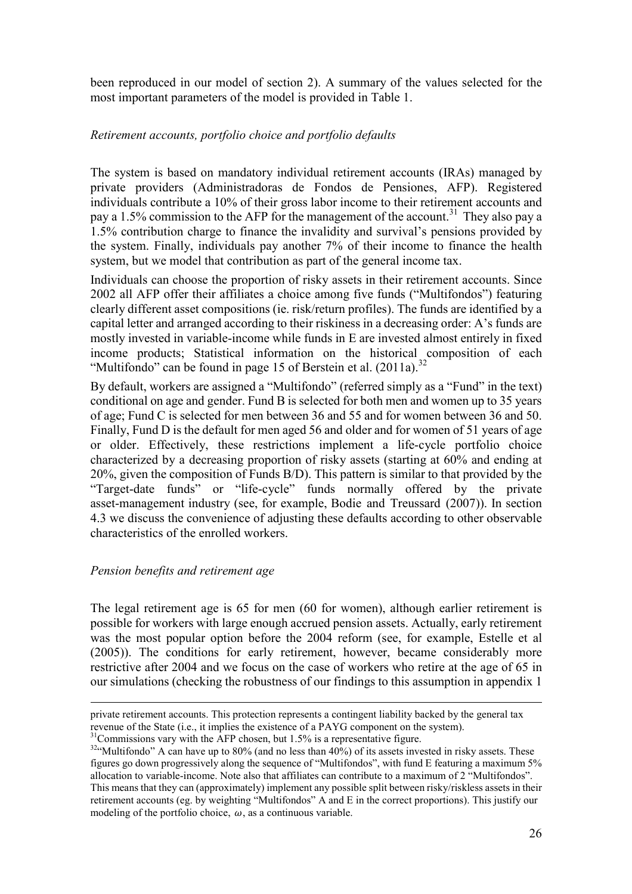been reproduced in our model of section 2). A summary of the values selected for the most important parameters of the model is provided in Table 1.

*Retirement accounts, portfolio choice and portfolio defaults*

The system is based on mandatory individual retirement accounts (IRAs) managed by private providers (Administradoras de Fondos de Pensiones, AFP). Registered individuals contribute a 10% of their gross labor income to their retirement accounts and pay a 1.5% commission to the AFP for the management of the account.[31] They also pay a 1.5% contribution charge to finance the invalidity and survival's pensions provided by the system. Finally, individuals pay another 7% of their income to finance the health system, but we model that contribution as part of the general income tax.

Individuals can choose the proportion of risky assets in their retirement accounts. Since 2002 all AFP offer their affiliates a choice among five funds ("Multifondos") featuring clearly different asset compositions (ie. risk/return profiles). The funds are identified by a capital letter and arranged according to their riskiness in a decreasing order: A's funds are mostly invested in variable-income while funds in E are invested almost entirely in fixed income products; Statistical information on the historical composition of each "Multifondo" can be found in page 15 of Berstein et al. (2011a).[32]

By default, workers are assigned a "Multifondo" (referred simply as a "Fund" in the text) conditional on age and gender. Fund B is selected for both men and women up to 35 years of age; Fund C is selected for men between 36 and 55 and for women between 36 and 50. Finally, Fund D is the default for men aged 56 and older and for women of 51 years of age or older. Effectively, these restrictions implement a life-cycle portfolio choice characterized by a decreasing proportion of risky assets (starting at 60% and ending at 20%, given the composition of Funds B/D). This pattern is similar to that provided by the "Target-date funds" or "life-cycle" funds normally offered by the private asset-management industry (see, for example, Bodie and Treussard (2007)). In section 4.3 we discuss the convenience of adjusting these defaults according to other observable characteristics of the enrolled workers.

*Pension benefits and retirement age*

The legal retirement age is 65 for men (60 for women), although earlier retirement is possible for workers with large enough accrued pension assets. Actually, early retirement was the most popular option before the 2004 reform (see, for example, Estelle et al (2005)). The conditions for early retirement, however, became considerably more restrictive after 2004 and we focus on the case of workers who retire at the age of 65 in our simulations (checking the robustness of our findings to this assumption in appendix 1

---

private retirement accounts. This protection represents a contingent liability backed by the general tax revenue of the State (i.e., it implies the existence of a PAYG component on the system).

[31] Commissions vary with the AFP chosen, but 1.5% is a representative figure.

[32] "Multifondo" A can have up to 80% (and no less than 40%) of its assets invested in risky assets. These figures go down progressively along the sequence of "Multifondos", with fund E featuring a maximum 5% allocation to variable-income. Note also that affiliates can contribute to a maximum of 2 "Multifondos". This means that they can (approximately) implement any possible split between risky/riskless assets in their retirement accounts (eg. by weighting "Multifondos" A and E in the correct proportions). This justify our modeling of the portfolio choice, $\omega$, as a continuous variable.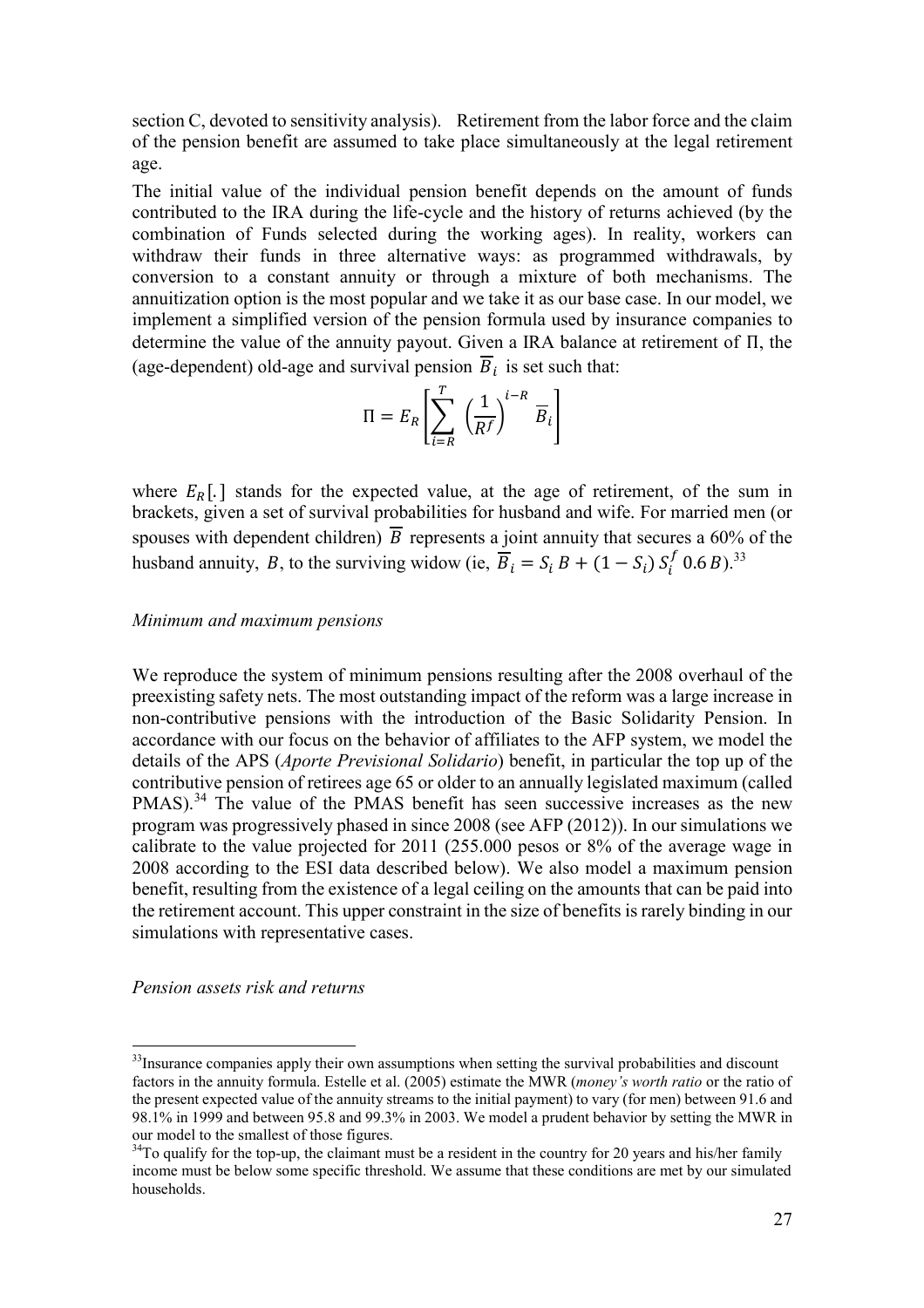section C, devoted to sensitivity analysis). Retirement from the labor force and the claim of the pension benefit are assumed to take place simultaneously at the legal retirement age.

The initial value of the individual pension benefit depends on the amount of funds contributed to the IRA during the life-cycle and the history of returns achieved (by the combination of Funds selected during the working ages). In reality, workers can withdraw their funds in three alternative ways: as programmed withdrawals, by conversion to a constant annuity or through a mixture of both mechanisms. The annuitization option is the most popular and we take it as our base case. In our model, we implement a simplified version of the pension formula used by insurance companies to determine the value of the annuity payout. Given a IRA balance at retirement of $\Pi$, the (age-dependent) old-age and survival pension $\overline{B}_i$ is set such that:

$$\Pi = E_R\left[\sum_{i=R}^{T} \left(\frac{1}{R^f}\right)^{i-R} \overline{B}_i\right]$$

where $E_R[.]$ stands for the expected value, at the age of retirement, of the sum in brackets, given a set of survival probabilities for husband and wife. For married men (or spouses with dependent children) $\overline{B}$ represents a joint annuity that secures a 60% of the husband annuity, $B$, to the surviving widow (ie, $\overline{B}_i = S_i\, B + (1 - S_i)\, S_i^f\, 0.6\, B$).[33]

*Minimum and maximum pensions*

We reproduce the system of minimum pensions resulting after the 2008 overhaul of the preexisting safety nets. The most outstanding impact of the reform was a large increase in non-contributive pensions with the introduction of the Basic Solidarity Pension. In accordance with our focus on the behavior of affiliates to the AFP system, we model the details of the APS (*Aporte Previsional Solidario*) benefit, in particular the top up of the contributive pension of retirees age 65 or older to an annually legislated maximum (called PMAS).[34] The value of the PMAS benefit has seen successive increases as the new program was progressively phased in since 2008 (see AFP (2012)). In our simulations we calibrate to the value projected for 2011 (255.000 pesos or 8% of the average wage in 2008 according to the ESI data described below). We also model a maximum pension benefit, resulting from the existence of a legal ceiling on the amounts that can be paid into the retirement account. This upper constraint in the size of benefits is rarely binding in our simulations with representative cases.

*Pension assets risk and returns*

[33]Insurance companies apply their own assumptions when setting the survival probabilities and discount factors in the annuity formula. Estelle et al. (2005) estimate the MWR (*money's worth ratio* or the ratio of the present expected value of the annuity streams to the initial payment) to vary (for men) between 91.6 and 98.1% in 1999 and between 95.8 and 99.3% in 2003. We model a prudent behavior by setting the MWR in our model to the smallest of those figures.

[34]To qualify for the top-up, the claimant must be a resident in the country for 20 years and his/her family income must be below some specific threshold. We assume that these conditions are met by our simulated households.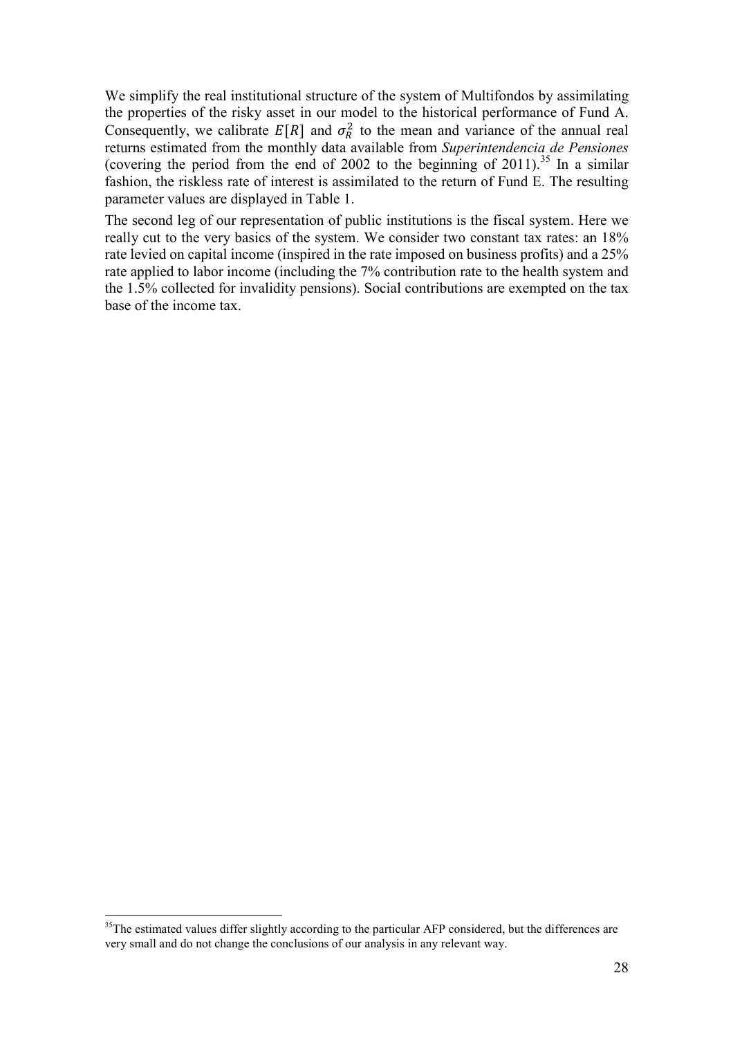We simplify the real institutional structure of the system of Multifondos by assimilating the properties of the risky asset in our model to the historical performance of Fund A. Consequently, we calibrate $E[R]$ and $\sigma_R^2$ to the mean and variance of the annual real returns estimated from the monthly data available from *Superintendencia de Pensiones* (covering the period from the end of 2002 to the beginning of 2011).[35] In a similar fashion, the riskless rate of interest is assimilated to the return of Fund E. The resulting parameter values are displayed in Table 1.

The second leg of our representation of public institutions is the fiscal system. Here we really cut to the very basics of the system. We consider two constant tax rates: an 18% rate levied on capital income (inspired in the rate imposed on business profits) and a 25% rate applied to labor income (including the 7% contribution rate to the health system and the 1.5% collected for invalidity pensions). Social contributions are exempted on the tax base of the income tax.

[35]The estimated values differ slightly according to the particular AFP considered, but the differences are very small and do not change the conclusions of our analysis in any relevant way.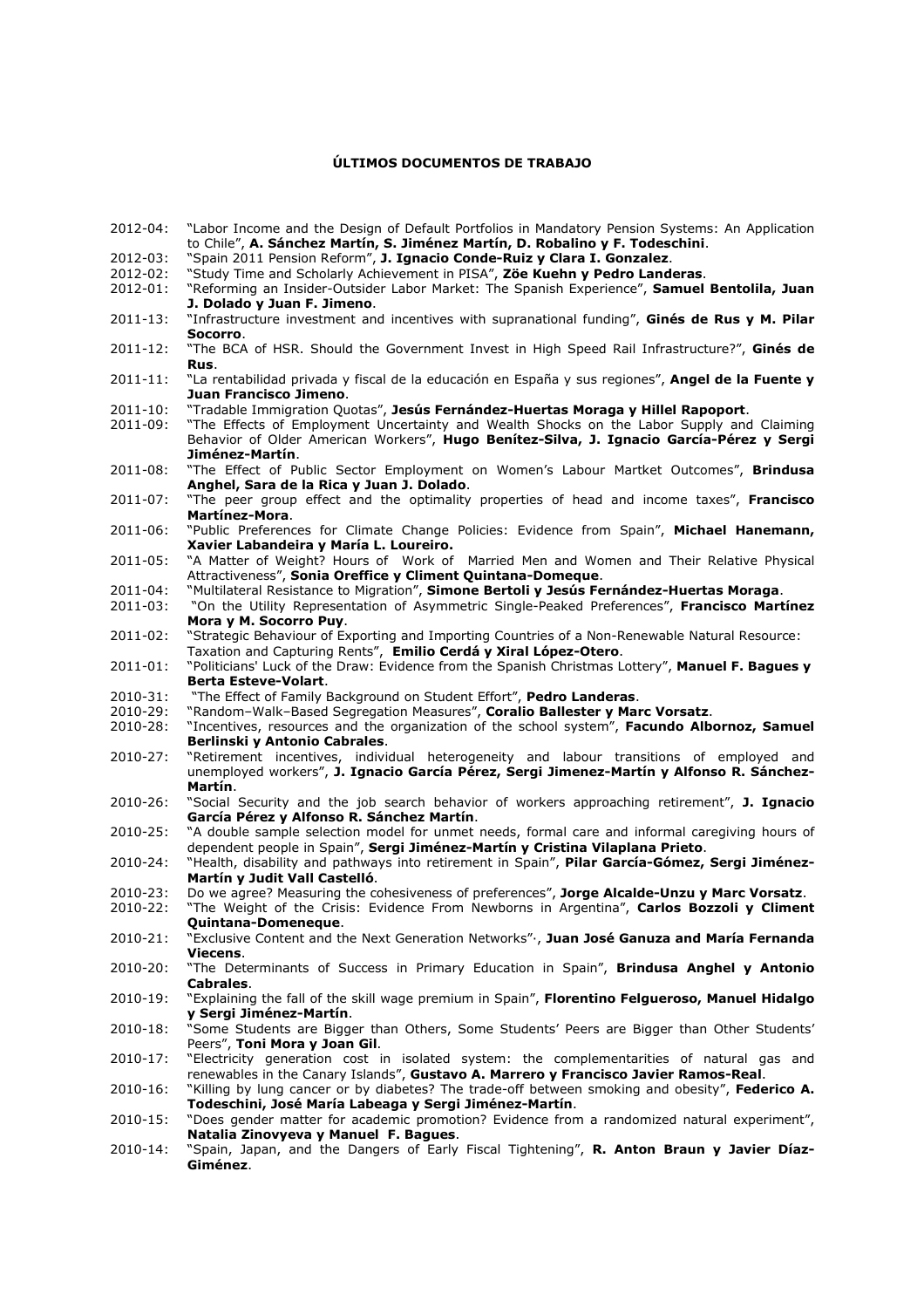**ÚLTIMOS DOCUMENTOS DE TRABAJO**

2012-04: "Labor Income and the Design of Default Portfolios in Mandatory Pension Systems: An Application to Chile", **A. Sánchez Martín, S. Jiménez Martín, D. Robalino y F. Todeschini**.

2012-03: "Spain 2011 Pension Reform", **J. Ignacio Conde-Ruiz y Clara I. Gonzalez**.

2012-02: "Study Time and Scholarly Achievement in PISA", **Zöe Kuehn y Pedro Landeras**.

2012-01: "Reforming an Insider-Outsider Labor Market: The Spanish Experience", **Samuel Bentolila, Juan J. Dolado y Juan F. Jimeno**.

2011-13: "Infrastructure investment and incentives with supranational funding", **Ginés de Rus y M. Pilar Socorro**.

2011-12: "The BCA of HSR. Should the Government Invest in High Speed Rail Infrastructure?", **Ginés de Rus**.

2011-11: "La rentabilidad privada y fiscal de la educación en España y sus regiones", **Angel de la Fuente y Juan Francisco Jimeno**.

2011-10: "Tradable Immigration Quotas", **Jesús Fernández-Huertas Moraga y Hillel Rapoport**.

2011-09: "The Effects of Employment Uncertainty and Wealth Shocks on the Labor Supply and Claiming Behavior of Older American Workers", **Hugo Benítez-Silva, J. Ignacio García-Pérez y Sergi Jiménez-Martín**.

2011-08: "The Effect of Public Sector Employment on Women's Labour Martket Outcomes", **Brindusa Anghel, Sara de la Rica y Juan J. Dolado**.

2011-07: "The peer group effect and the optimality properties of head and income taxes", **Francisco Martínez-Mora**.

2011-06: "Public Preferences for Climate Change Policies: Evidence from Spain", **Michael Hanemann, Xavier Labandeira y María L. Loureiro.**

2011-05: "A Matter of Weight? Hours of Work of Married Men and Women and Their Relative Physical Attractiveness", **Sonia Oreffice y Climent Quintana-Domeque**.

2011-04: "Multilateral Resistance to Migration", **Simone Bertoli y Jesús Fernández-Huertas Moraga**.

2011-03: "On the Utility Representation of Asymmetric Single-Peaked Preferences", **Francisco Martínez Mora y M. Socorro Puy**.

2011-02: "Strategic Behaviour of Exporting and Importing Countries of a Non-Renewable Natural Resource: Taxation and Capturing Rents", **Emilio Cerdá y Xiral López-Otero**.

2011-01: "Politicians' Luck of the Draw: Evidence from the Spanish Christmas Lottery", **Manuel F. Bagues y Berta Esteve-Volart**.

2010-31: "The Effect of Family Background on Student Effort", **Pedro Landeras**.

2010-29: "Random–Walk–Based Segregation Measures", **Coralio Ballester y Marc Vorsatz**.

2010-28: "Incentives, resources and the organization of the school system", **Facundo Albornoz, Samuel Berlinski y Antonio Cabrales**.

2010-27: "Retirement incentives, individual heterogeneity and labour transitions of employed and unemployed workers", **J. Ignacio García Pérez, Sergi Jimenez-Martín y Alfonso R. Sánchez-Martín**.

2010-26: "Social Security and the job search behavior of workers approaching retirement", **J. Ignacio García Pérez y Alfonso R. Sánchez Martín**.

2010-25: "A double sample selection model for unmet needs, formal care and informal caregiving hours of dependent people in Spain", **Sergi Jiménez-Martín y Cristina Vilaplana Prieto**.

2010-24: "Health, disability and pathways into retirement in Spain", **Pilar García-Gómez, Sergi Jiménez-Martín y Judit Vall Castelló**.

2010-23: Do we agree? Measuring the cohesiveness of preferences", **Jorge Alcalde-Unzu y Marc Vorsatz**.

2010-22: "The Weight of the Crisis: Evidence From Newborns in Argentina", **Carlos Bozzoli y Climent Quintana-Domeneque**.

2010-21: "Exclusive Content and the Next Generation Networks"·, **Juan José Ganuza and María Fernanda Viecens**.

2010-20: "The Determinants of Success in Primary Education in Spain", **Brindusa Anghel y Antonio Cabrales**.

2010-19: "Explaining the fall of the skill wage premium in Spain", **Florentino Felgueroso, Manuel Hidalgo y Sergi Jiménez-Martín**.

2010-18: "Some Students are Bigger than Others, Some Students' Peers are Bigger than Other Students' Peers", **Toni Mora y Joan Gil**.

2010-17: "Electricity generation cost in isolated system: the complementarities of natural gas and renewables in the Canary Islands", **Gustavo A. Marrero y Francisco Javier Ramos-Real**.

2010-16: "Killing by lung cancer or by diabetes? The trade-off between smoking and obesity", **Federico A. Todeschini, José María Labeaga y Sergi Jiménez-Martín**.

2010-15: "Does gender matter for academic promotion? Evidence from a randomized natural experiment", **Natalia Zinovyeva y Manuel F. Bagues**.

2010-14: "Spain, Japan, and the Dangers of Early Fiscal Tightening", **R. Anton Braun y Javier Díaz-Giménez**.